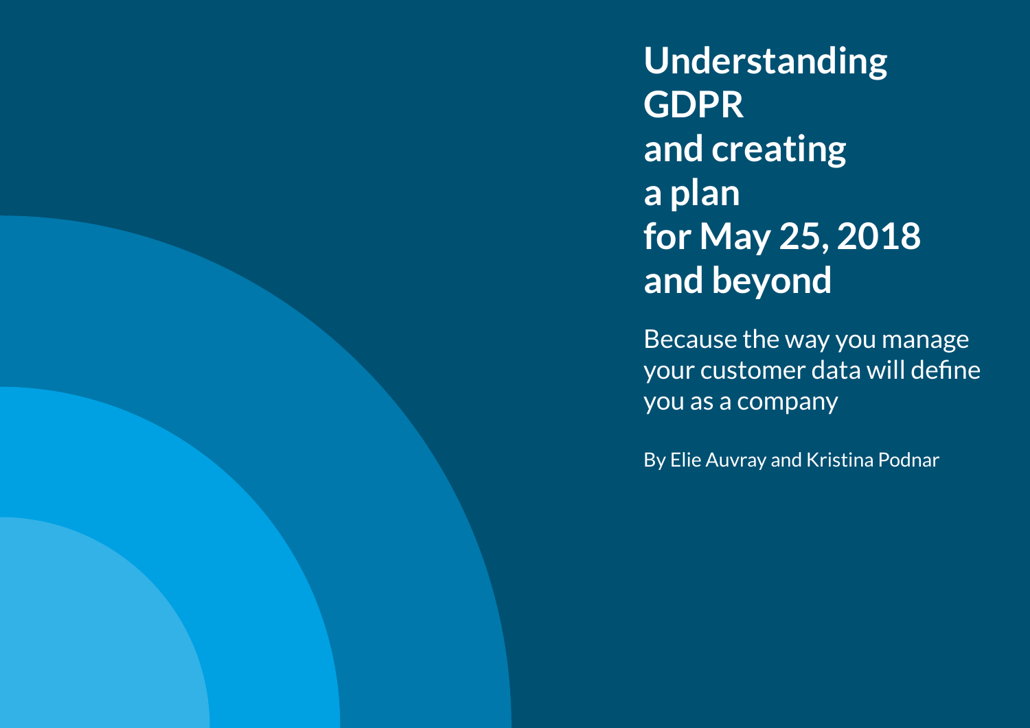# Understanding GDPR and creating a plan for May 25, 2018 and beyond

Because the way you manage your customer data will define you as a company

By Elie Auvray and Kristina Podnar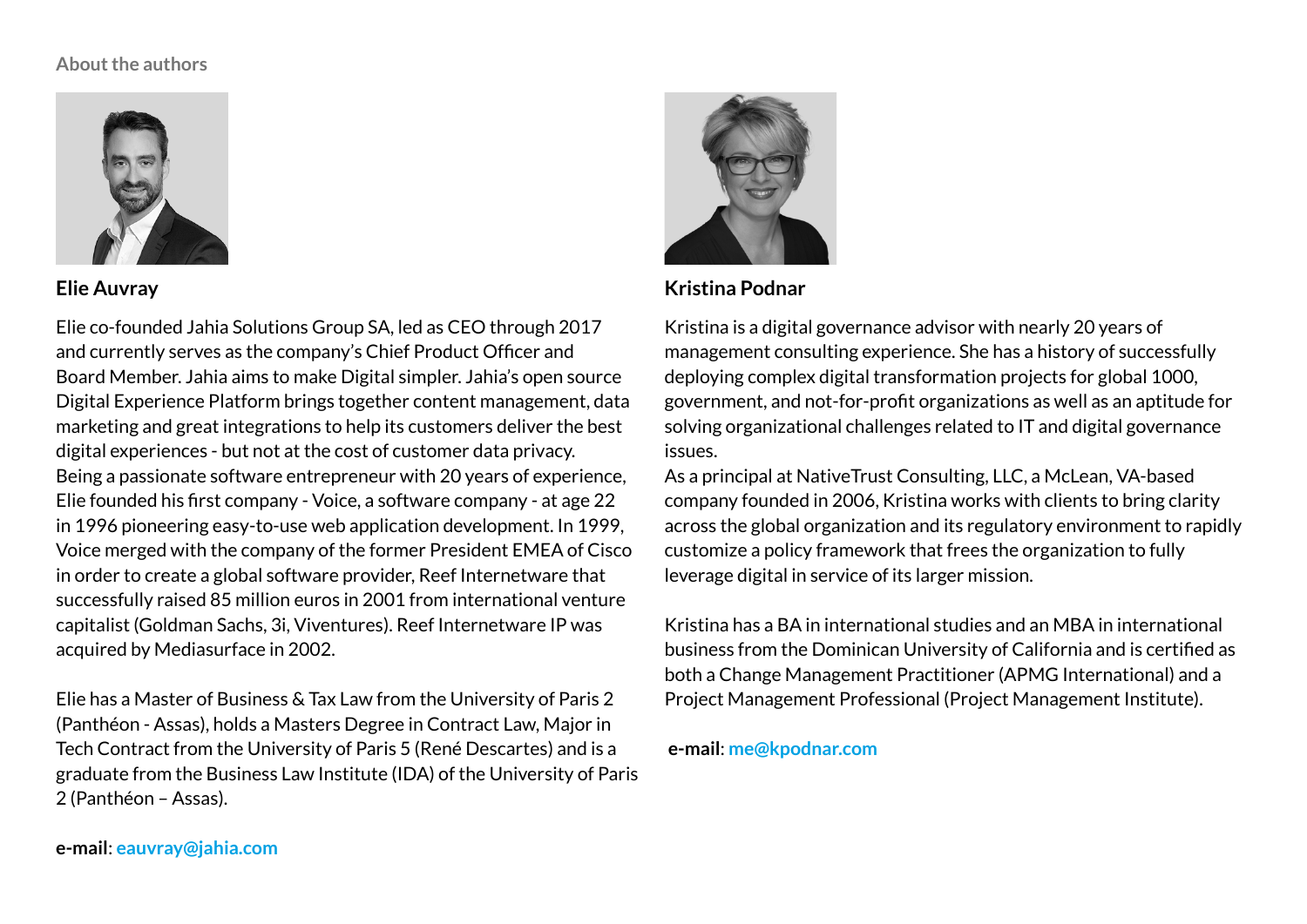## About the authors

### Elie Auvray

Elie co-founded Jahia Solutions Group SA, led as CEO through 2017 and currently serves as the company's Chief Product Officer and Board Member. Jahia aims to make Digital simpler. Jahia's open source Digital Experience Platform brings together content management, data marketing and great integrations to help its customers deliver the best digital experiences - but not at the cost of customer data privacy. Being a passionate software entrepreneur with 20 years of experience, Elie founded his first company - Voice, a software company - at age 22 in 1996 pioneering easy-to-use web application development. In 1999, Voice merged with the company of the former President EMEA of Cisco in order to create a global software provider, Reef Internetware that successfully raised 85 million euros in 2001 from international venture capitalist (Goldman Sachs, 3i, Viventures). Reef Internetware IP was acquired by Mediasurface in 2002.

Elie has a Master of Business & Tax Law from the University of Paris 2 (Panthéon - Assas), holds a Masters Degree in Contract Law, Major in Tech Contract from the University of Paris 5 (René Descartes) and is a graduate from the Business Law Institute (IDA) of the University of Paris 2 (Panthéon – Assas).

**e-mail**: **eauvray@jahia.com**

### Kristina Podnar

Kristina is a digital governance advisor with nearly 20 years of management consulting experience. She has a history of successfully deploying complex digital transformation projects for global 1000, government, and not-for-profit organizations as well as an aptitude for solving organizational challenges related to IT and digital governance issues.
As a principal at NativeTrust Consulting, LLC, a McLean, VA-based company founded in 2006, Kristina works with clients to bring clarity across the global organization and its regulatory environment to rapidly customize a policy framework that frees the organization to fully leverage digital in service of its larger mission.

Kristina has a BA in international studies and an MBA in international business from the Dominican University of California and is certified as both a Change Management Practitioner (APMG International) and a Project Management Professional (Project Management Institute).

**e-mail**: **me@kpodnar.com**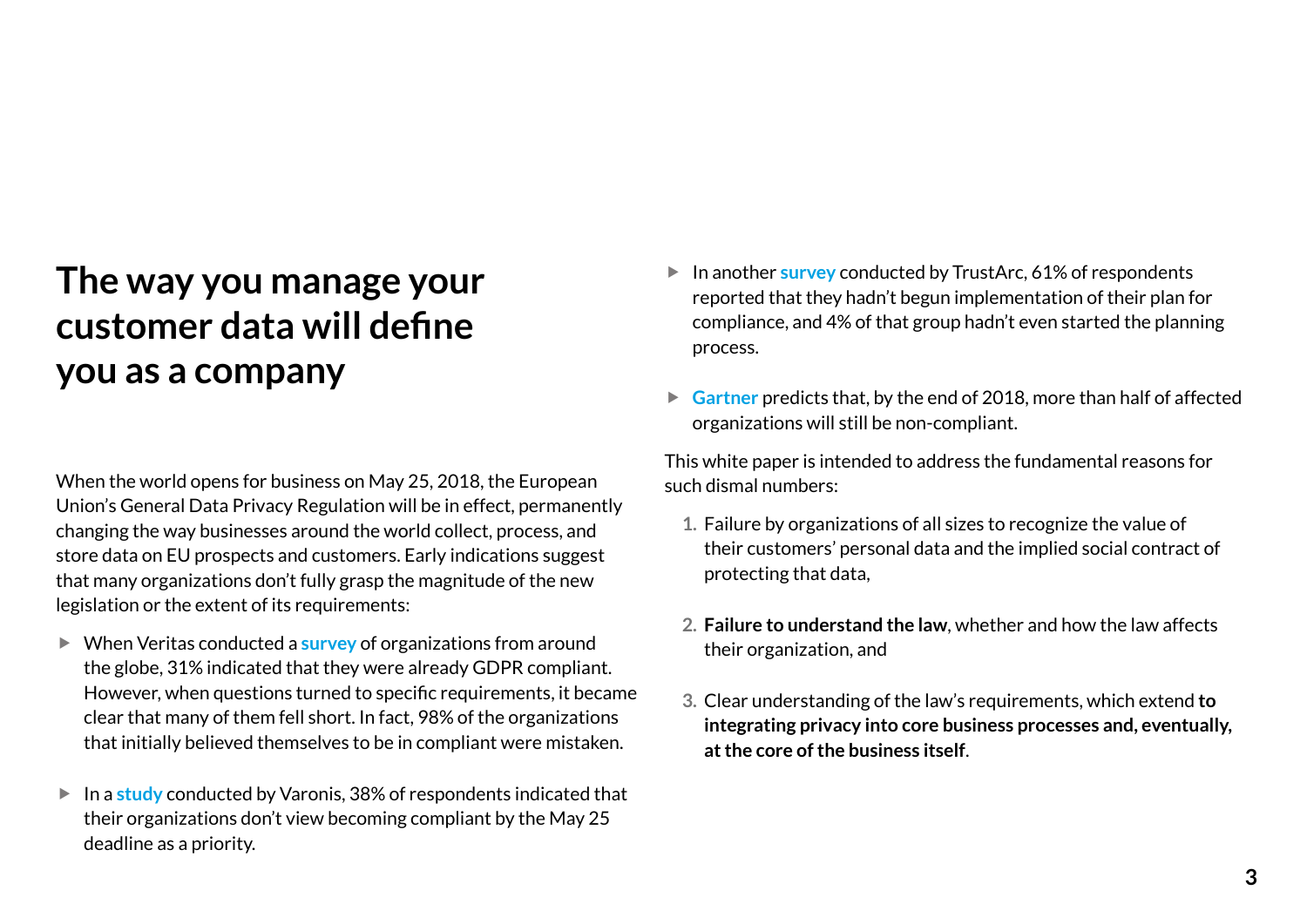# The way you manage your customer data will define you as a company

When the world opens for business on May 25, 2018, the European Union's General Data Privacy Regulation will be in effect, permanently changing the way businesses around the world collect, process, and store data on EU prospects and customers. Early indications suggest that many organizations don't fully grasp the magnitude of the new legislation or the extent of its requirements:

- When Veritas conducted a **survey** of organizations from around the globe, 31% indicated that they were already GDPR compliant. However, when questions turned to specific requirements, it became clear that many of them fell short. In fact, 98% of the organizations that initially believed themselves to be in compliant were mistaken.

- In a **study** conducted by Varonis, 38% of respondents indicated that their organizations don't view becoming compliant by the May 25 deadline as a priority.

- In another **survey** conducted by TrustArc, 61% of respondents reported that they hadn't begun implementation of their plan for compliance, and 4% of that group hadn't even started the planning process.

- **Gartner** predicts that, by the end of 2018, more than half of affected organizations will still be non-compliant.

This white paper is intended to address the fundamental reasons for such dismal numbers:

1. Failure by organizations of all sizes to recognize the value of their customers' personal data and the implied social contract of protecting that data,

2. **Failure to understand the law**, whether and how the law affects their organization, and

3. Clear understanding of the law's requirements, which extend **to integrating privacy into core business processes and, eventually, at the core of the business itself**.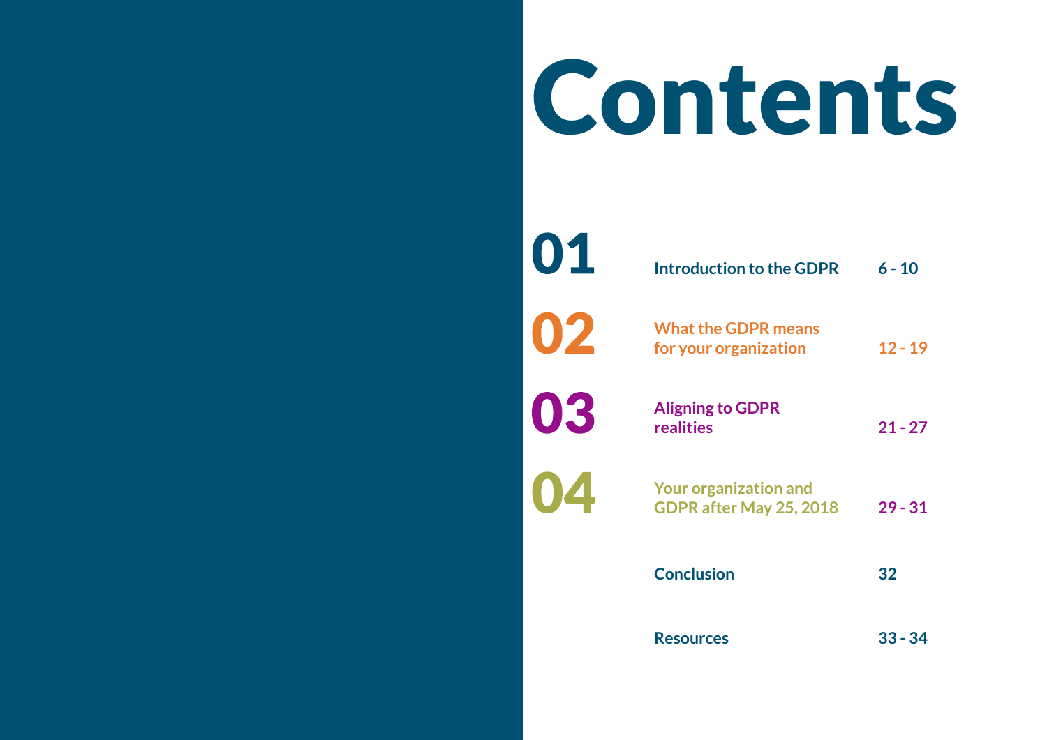# Contents

| | | |
|---|---|---|
| 01 | Introduction to the GDPR | 6 - 10 |
| 02 | What the GDPR means for your organization | 12 - 19 |
| 03 | Aligning to GDPR realities | 21 - 27 |
| 04 | Your organization and GDPR after May 25, 2018 | 29 - 31 |
| | Conclusion | 32 |
| | Resources | 33 - 34 |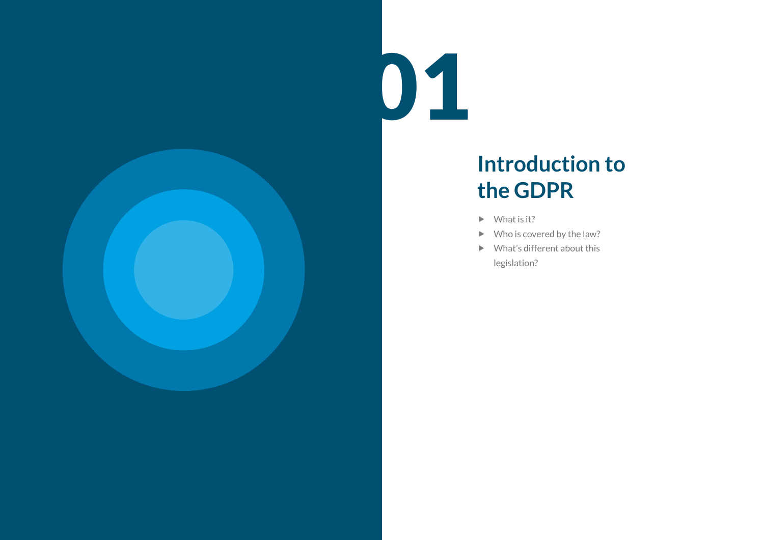# 01

## Introduction to the GDPR

- What is it?
- Who is covered by the law?
- What's different about this legislation?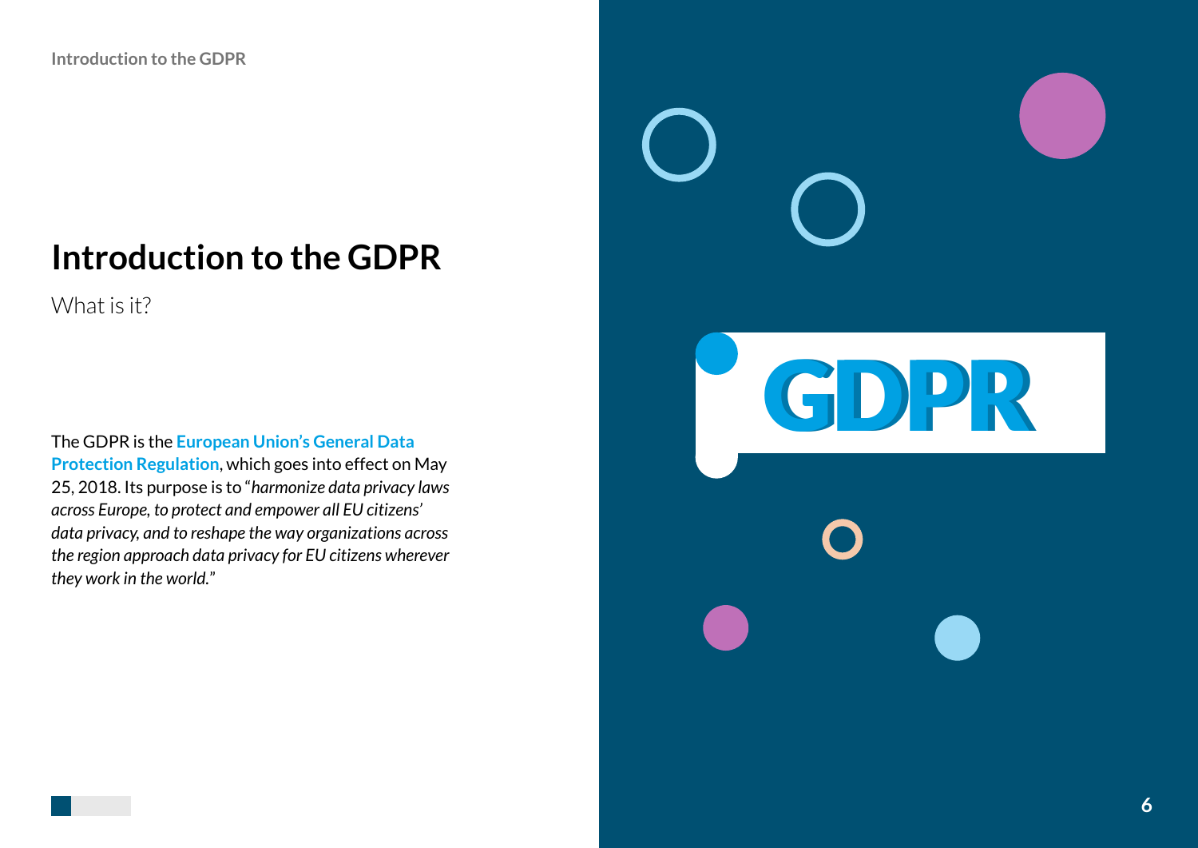# Introduction to the GDPR

What is it?

The GDPR is the **European Union's General Data Protection Regulation**, which goes into effect on May 25, 2018. Its purpose is to "*harmonize data privacy laws across Europe, to protect and empower all EU citizens' data privacy, and to reshape the way organizations across the region approach data privacy for EU citizens wherever they work in the world.*"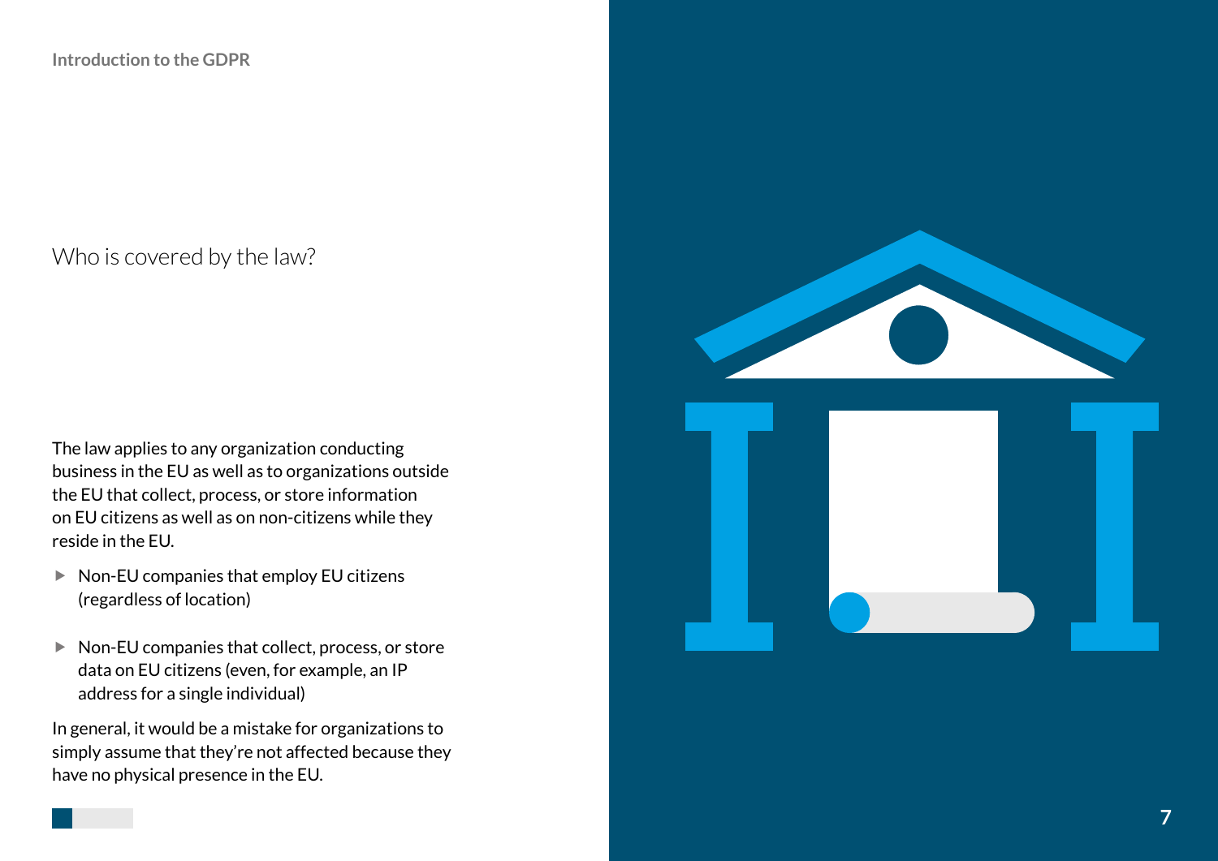## Who is covered by the law?

The law applies to any organization conducting business in the EU as well as to organizations outside the EU that collect, process, or store information on EU citizens as well as on non-citizens while they reside in the EU.

- Non-EU companies that employ EU citizens (regardless of location)
- Non-EU companies that collect, process, or store data on EU citizens (even, for example, an IP address for a single individual)

In general, it would be a mistake for organizations to simply assume that they're not affected because they have no physical presence in the EU.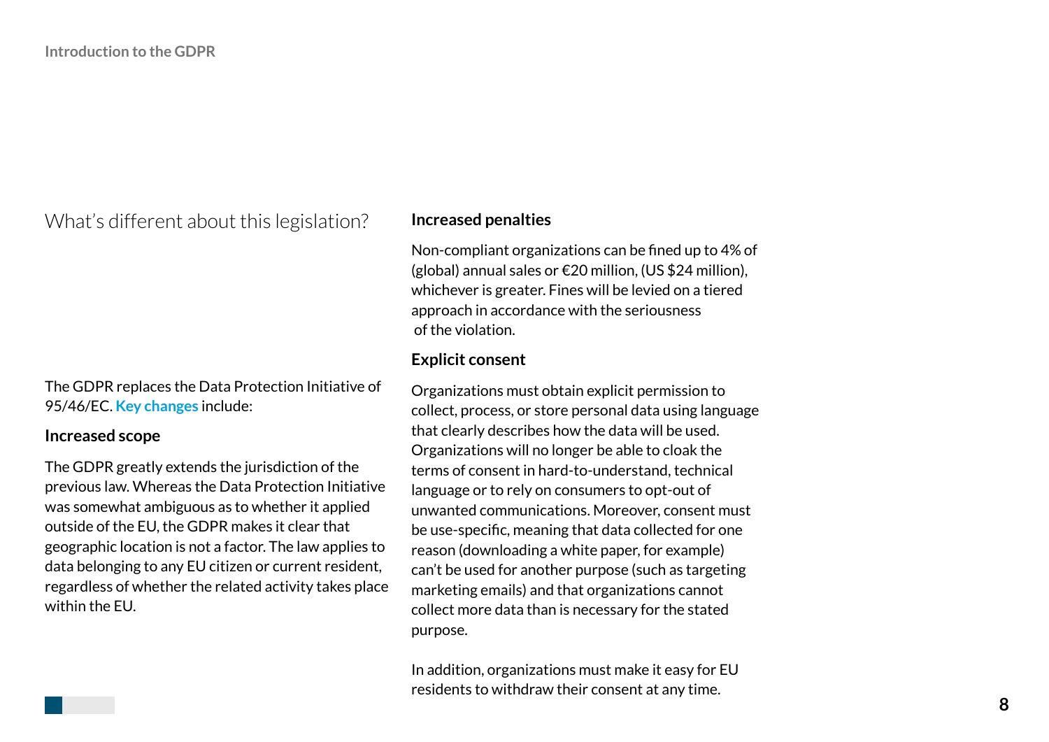## What's different about this legislation?

The GDPR replaces the Data Protection Initiative of 95/46/EC. **Key changes** include:

### Increased scope

The GDPR greatly extends the jurisdiction of the previous law. Whereas the Data Protection Initiative was somewhat ambiguous as to whether it applied outside of the EU, the GDPR makes it clear that geographic location is not a factor. The law applies to data belonging to any EU citizen or current resident, regardless of whether the related activity takes place within the EU.

### Increased penalties

Non-compliant organizations can be fined up to 4% of (global) annual sales or €20 million, (US $24 million), whichever is greater. Fines will be levied on a tiered approach in accordance with the seriousness of the violation.

### Explicit consent

Organizations must obtain explicit permission to collect, process, or store personal data using language that clearly describes how the data will be used. Organizations will no longer be able to cloak the terms of consent in hard-to-understand, technical language or to rely on consumers to opt-out of unwanted communications. Moreover, consent must be use-specific, meaning that data collected for one reason (downloading a white paper, for example) can't be used for another purpose (such as targeting marketing emails) and that organizations cannot collect more data than is necessary for the stated purpose.

In addition, organizations must make it easy for EU residents to withdraw their consent at any time.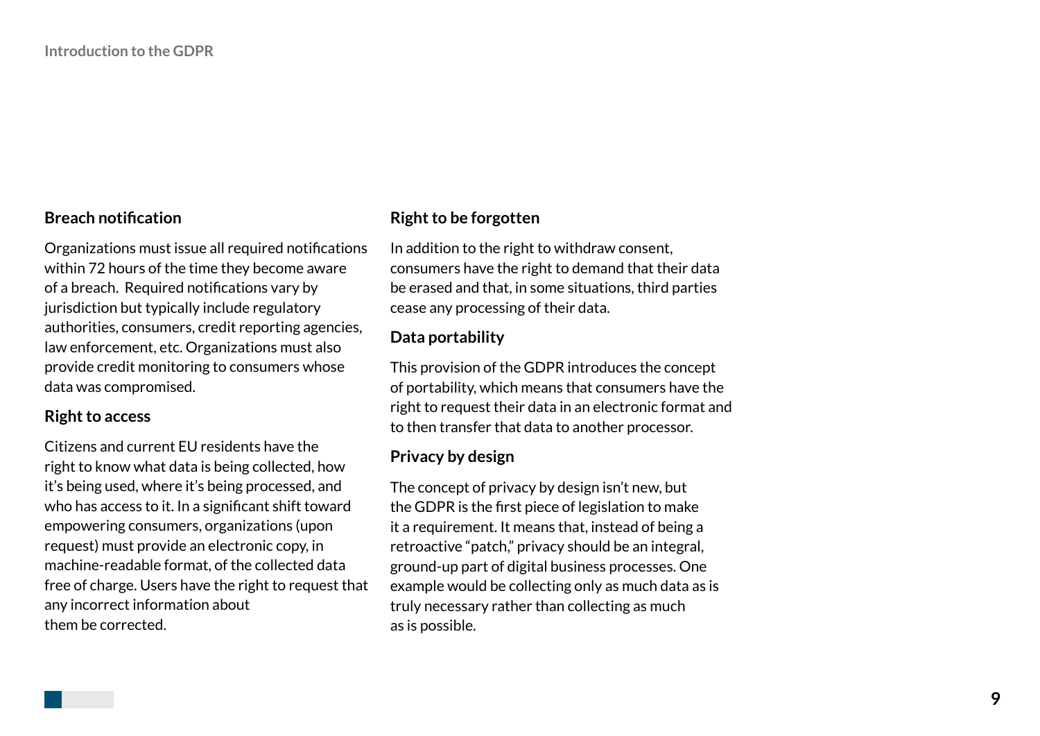### Breach notification

Organizations must issue all required notifications within 72 hours of the time they become aware of a breach. Required notifications vary by jurisdiction but typically include regulatory authorities, consumers, credit reporting agencies, law enforcement, etc. Organizations must also provide credit monitoring to consumers whose data was compromised.

### Right to access

Citizens and current EU residents have the right to know what data is being collected, how it's being used, where it's being processed, and who has access to it. In a significant shift toward empowering consumers, organizations (upon request) must provide an electronic copy, in machine-readable format, of the collected data free of charge. Users have the right to request that any incorrect information about them be corrected.

### Right to be forgotten

In addition to the right to withdraw consent, consumers have the right to demand that their data be erased and that, in some situations, third parties cease any processing of their data.

### Data portability

This provision of the GDPR introduces the concept of portability, which means that consumers have the right to request their data in an electronic format and to then transfer that data to another processor.

### Privacy by design

The concept of privacy by design isn't new, but the GDPR is the first piece of legislation to make it a requirement. It means that, instead of being a retroactive "patch," privacy should be an integral, ground-up part of digital business processes. One example would be collecting only as much data as is truly necessary rather than collecting as much as is possible.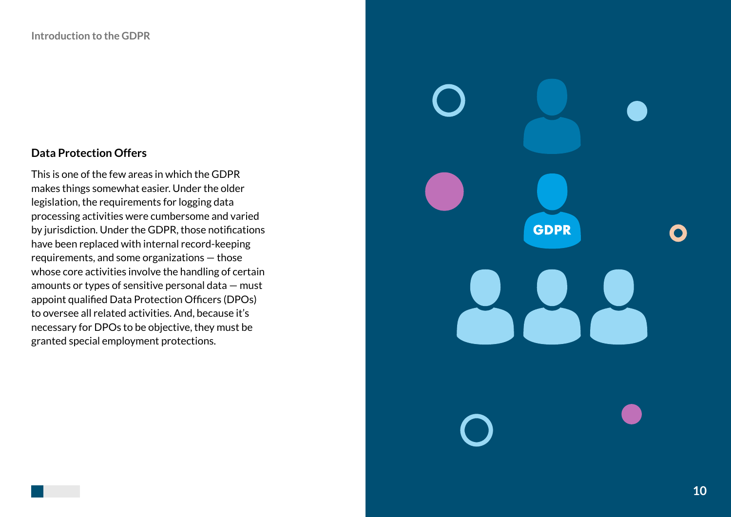### Data Protection Offers

This is one of the few areas in which the GDPR makes things somewhat easier. Under the older legislation, the requirements for logging data processing activities were cumbersome and varied by jurisdiction. Under the GDPR, those notifications have been replaced with internal record-keeping requirements, and some organizations — those whose core activities involve the handling of certain amounts or types of sensitive personal data — must appoint qualified Data Protection Officers (DPOs) to oversee all related activities. And, because it's necessary for DPOs to be objective, they must be granted special employment protections.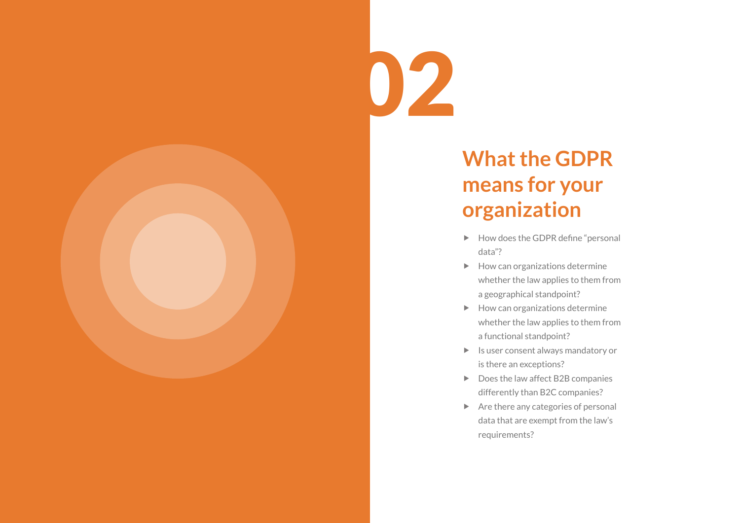# 02

## What the GDPR means for your organization

- How does the GDPR define “personal data”?
- How can organizations determine whether the law applies to them from a geographical standpoint?
- How can organizations determine whether the law applies to them from a functional standpoint?
- Is user consent always mandatory or is there an exceptions?
- Does the law affect B2B companies differently than B2C companies?
- Are there any categories of personal data that are exempt from the law’s requirements?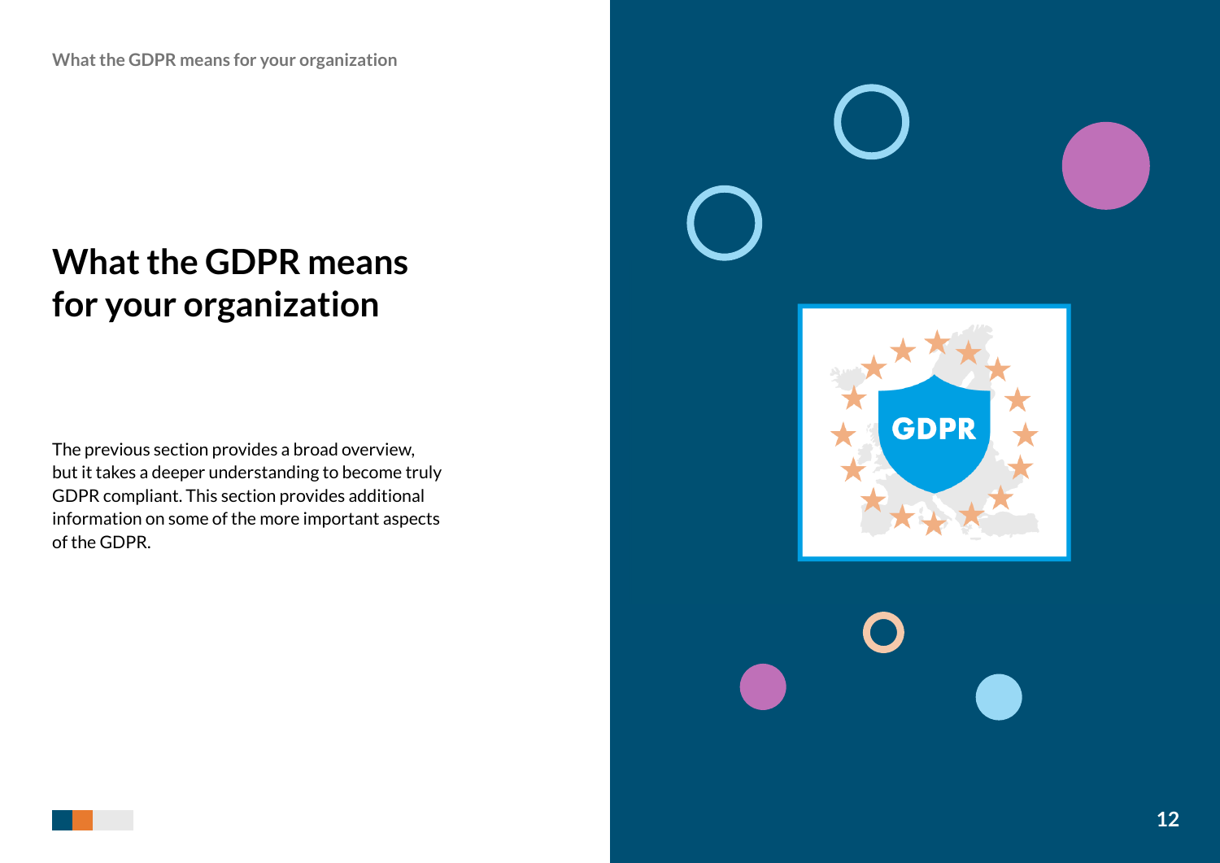# What the GDPR means for your organization

The previous section provides a broad overview, but it takes a deeper understanding to become truly GDPR compliant. This section provides additional information on some of the more important aspects of the GDPR.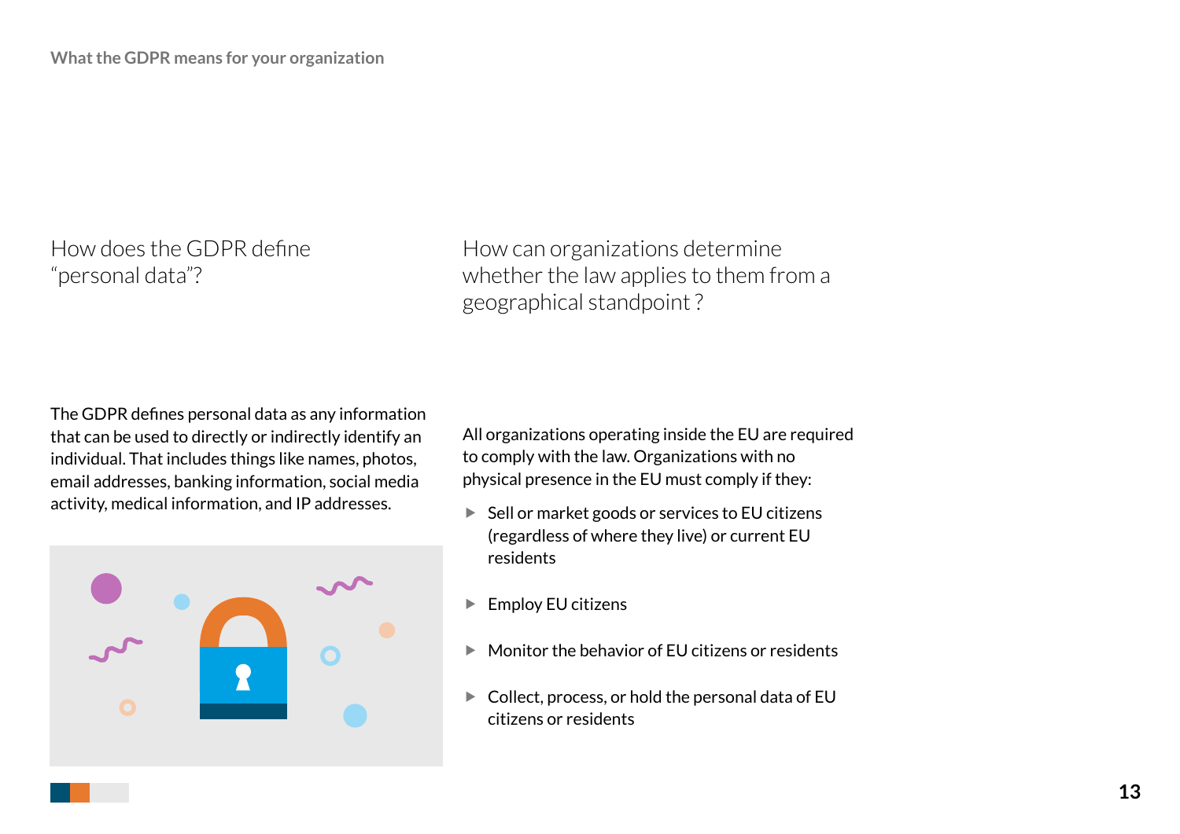## How does the GDPR define "personal data"?

The GDPR defines personal data as any information that can be used to directly or indirectly identify an individual. That includes things like names, photos, email addresses, banking information, social media activity, medical information, and IP addresses.

## How can organizations determine whether the law applies to them from a geographical standpoint ?

All organizations operating inside the EU are required to comply with the law. Organizations with no physical presence in the EU must comply if they:

- Sell or market goods or services to EU citizens (regardless of where they live) or current EU residents
- Employ EU citizens
- Monitor the behavior of EU citizens or residents
- Collect, process, or hold the personal data of EU citizens or residents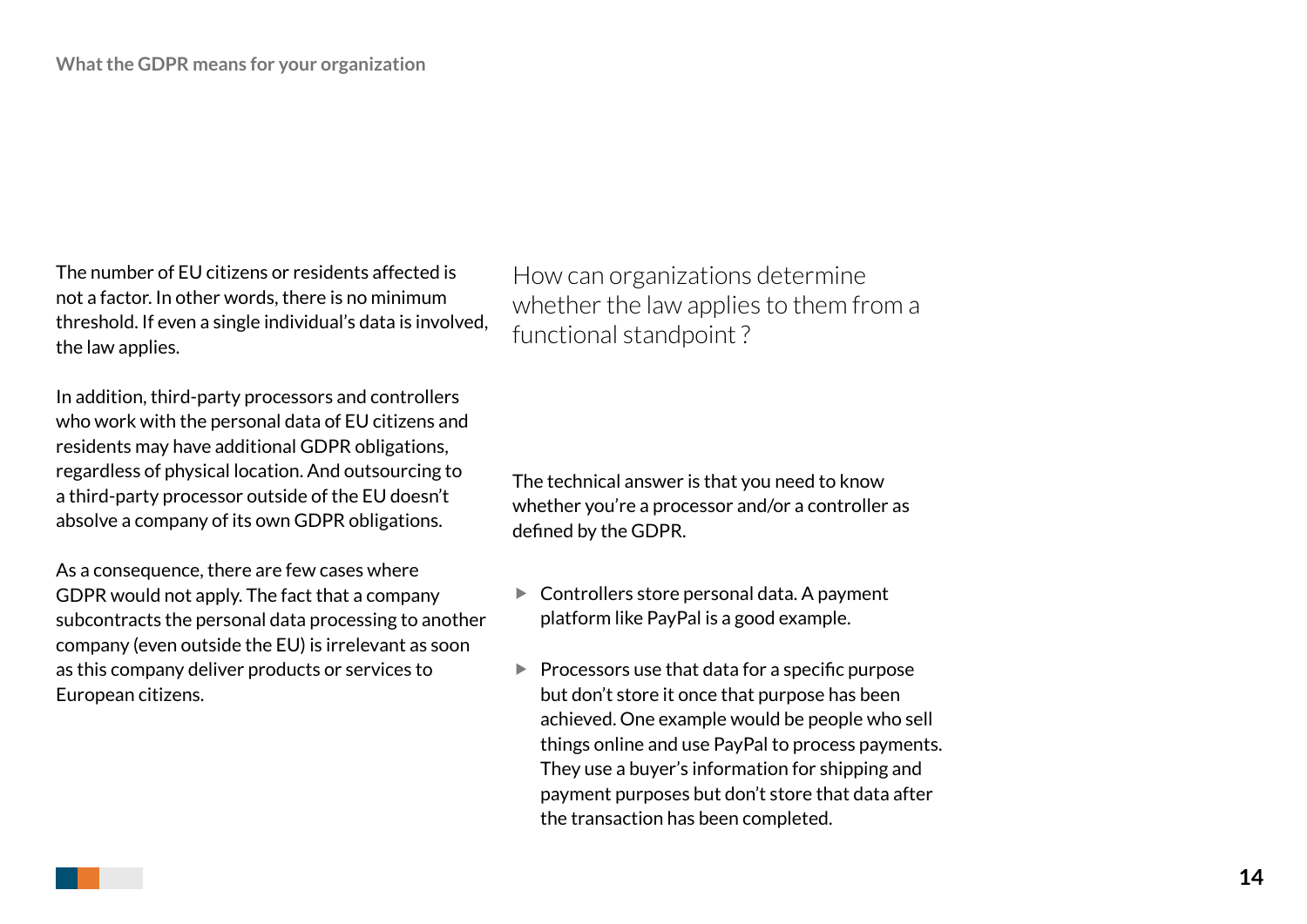The number of EU citizens or residents affected is not a factor. In other words, there is no minimum threshold. If even a single individual's data is involved, the law applies.

In addition, third-party processors and controllers who work with the personal data of EU citizens and residents may have additional GDPR obligations, regardless of physical location. And outsourcing to a third-party processor outside of the EU doesn't absolve a company of its own GDPR obligations.

As a consequence, there are few cases where GDPR would not apply. The fact that a company subcontracts the personal data processing to another company (even outside the EU) is irrelevant as soon as this company deliver products or services to European citizens.

## How can organizations determine whether the law applies to them from a functional standpoint ?

The technical answer is that you need to know whether you're a processor and/or a controller as defined by the GDPR.

- Controllers store personal data. A payment platform like PayPal is a good example.
- Processors use that data for a specific purpose but don't store it once that purpose has been achieved. One example would be people who sell things online and use PayPal to process payments. They use a buyer's information for shipping and payment purposes but don't store that data after the transaction has been completed.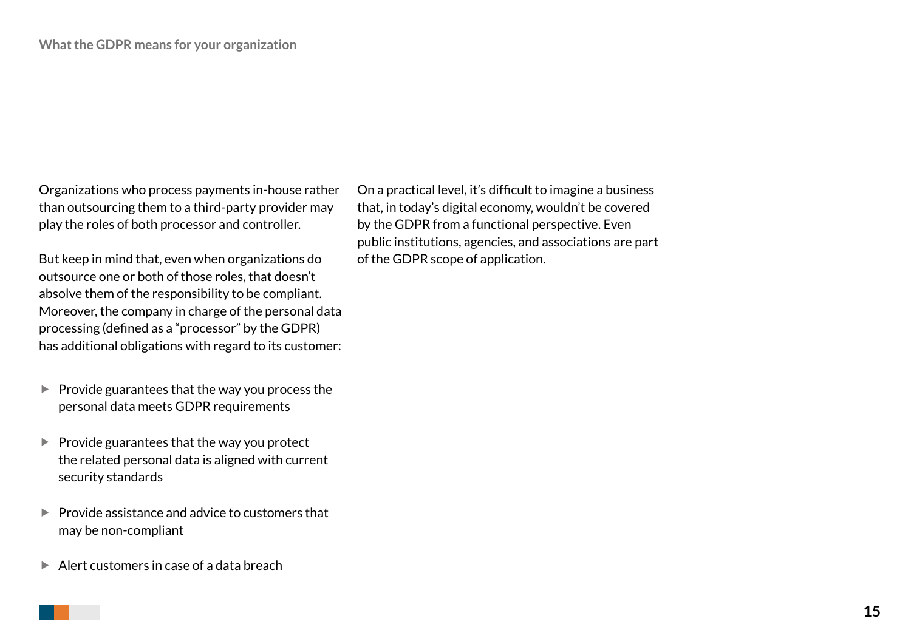Organizations who process payments in-house rather than outsourcing them to a third-party provider may play the roles of both processor and controller.

But keep in mind that, even when organizations do outsource one or both of those roles, that doesn't absolve them of the responsibility to be compliant. Moreover, the company in charge of the personal data processing (defined as a "processor" by the GDPR) has additional obligations with regard to its customer:

- Provide guarantees that the way you process the personal data meets GDPR requirements
- Provide guarantees that the way you protect the related personal data is aligned with current security standards
- Provide assistance and advice to customers that may be non-compliant
- Alert customers in case of a data breach

On a practical level, it's difficult to imagine a business that, in today's digital economy, wouldn't be covered by the GDPR from a functional perspective. Even public institutions, agencies, and associations are part of the GDPR scope of application.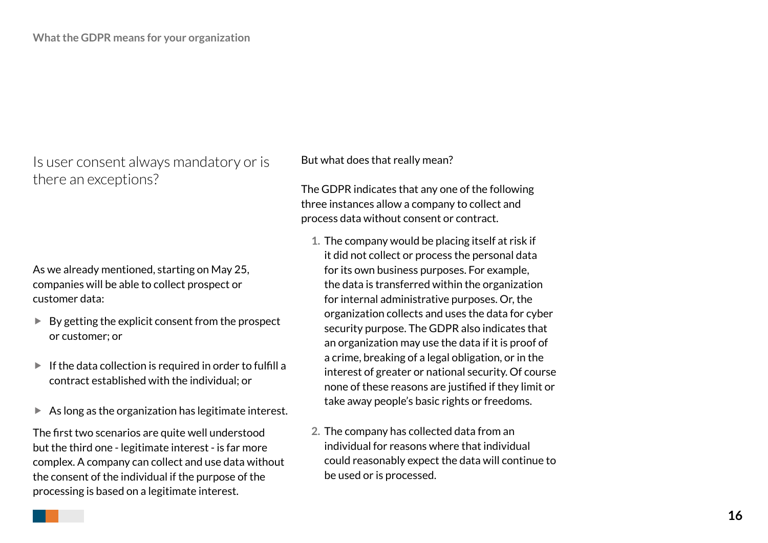## Is user consent always mandatory or is there an exceptions?

As we already mentioned, starting on May 25, companies will be able to collect prospect or customer data:

- By getting the explicit consent from the prospect or customer; or
- If the data collection is required in order to fulfill a contract established with the individual; or
- As long as the organization has legitimate interest.

The first two scenarios are quite well understood but the third one - legitimate interest - is far more complex. A company can collect and use data without the consent of the individual if the purpose of the processing is based on a legitimate interest.

But what does that really mean?

The GDPR indicates that any one of the following three instances allow a company to collect and process data without consent or contract.

1. The company would be placing itself at risk if it did not collect or process the personal data for its own business purposes. For example, the data is transferred within the organization for internal administrative purposes. Or, the organization collects and uses the data for cyber security purpose. The GDPR also indicates that an organization may use the data if it is proof of a crime, breaking of a legal obligation, or in the interest of greater or national security. Of course none of these reasons are justified if they limit or take away people's basic rights or freedoms.

2. The company has collected data from an individual for reasons where that individual could reasonably expect the data will continue to be used or is processed.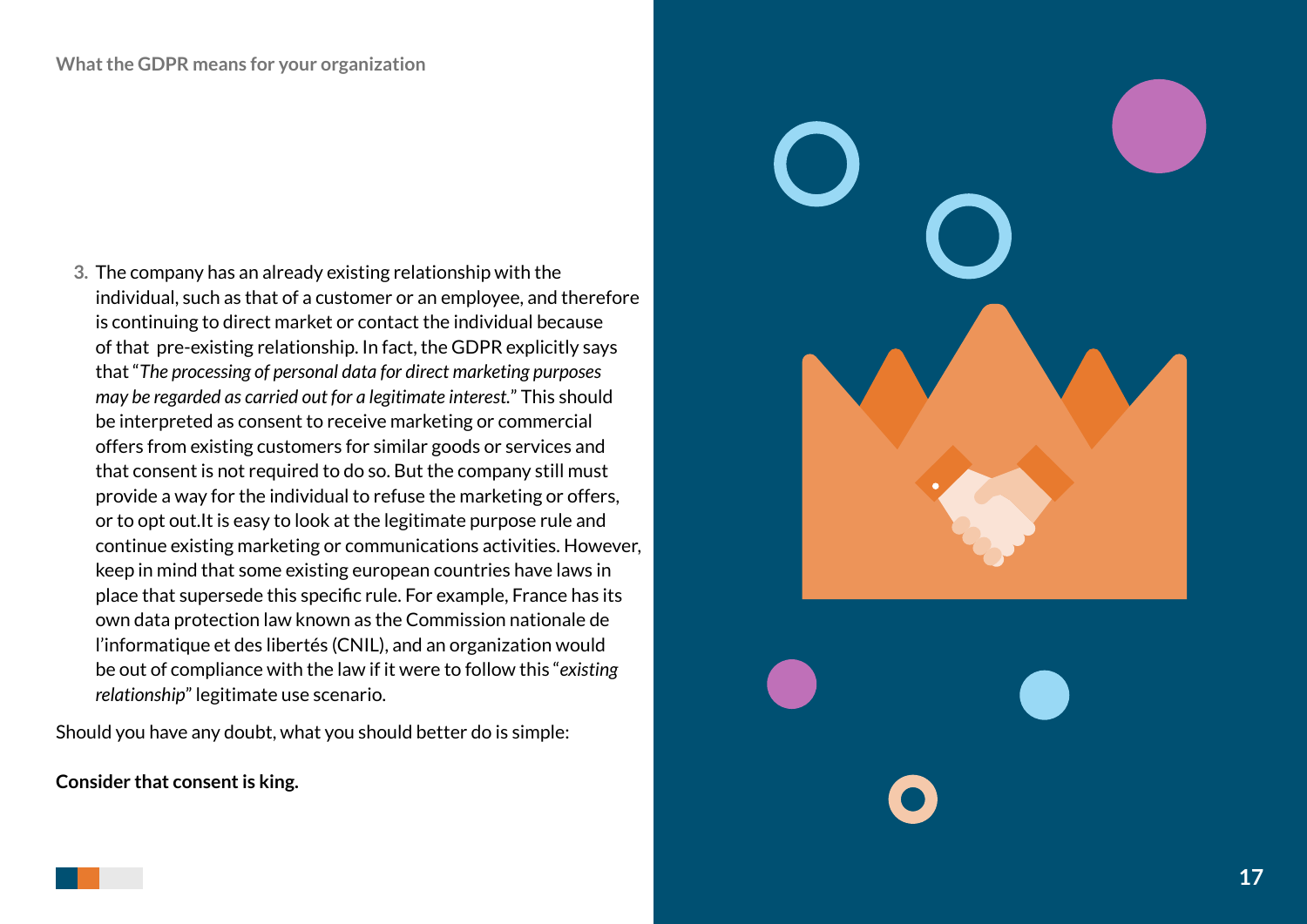3. The company has an already existing relationship with the individual, such as that of a customer or an employee, and therefore is continuing to direct market or contact the individual because of that pre-existing relationship. In fact, the GDPR explicitly says that "*The processing of personal data for direct marketing purposes may be regarded as carried out for a legitimate interest.*" This should be interpreted as consent to receive marketing or commercial offers from existing customers for similar goods or services and that consent is not required to do so. But the company still must provide a way for the individual to refuse the marketing or offers, or to opt out.It is easy to look at the legitimate purpose rule and continue existing marketing or communications activities. However, keep in mind that some existing european countries have laws in place that supersede this specific rule. For example, France has its own data protection law known as the Commission nationale de l'informatique et des libertés (CNIL), and an organization would be out of compliance with the law if it were to follow this "*existing relationship*" legitimate use scenario.

Should you have any doubt, what you should better do is simple:

**Consider that consent is king.**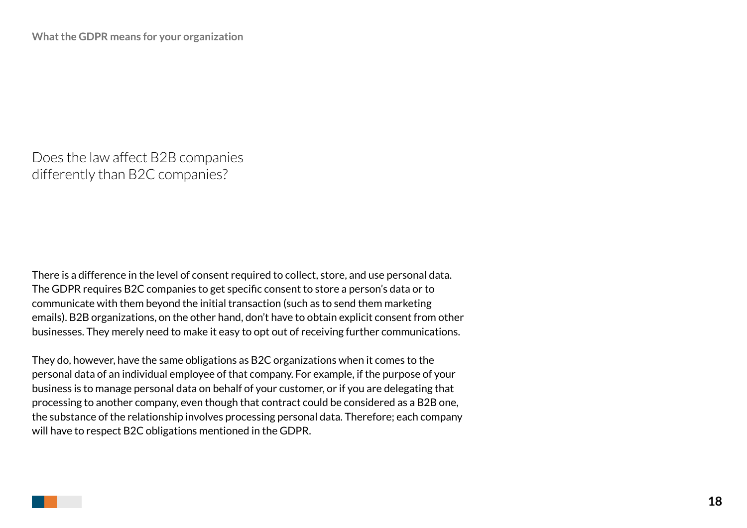## Does the law affect B2B companies differently than B2C companies?

There is a difference in the level of consent required to collect, store, and use personal data. The GDPR requires B2C companies to get specific consent to store a person's data or to communicate with them beyond the initial transaction (such as to send them marketing emails). B2B organizations, on the other hand, don't have to obtain explicit consent from other businesses. They merely need to make it easy to opt out of receiving further communications.

They do, however, have the same obligations as B2C organizations when it comes to the personal data of an individual employee of that company. For example, if the purpose of your business is to manage personal data on behalf of your customer, or if you are delegating that processing to another company, even though that contract could be considered as a B2B one, the substance of the relationship involves processing personal data. Therefore; each company will have to respect B2C obligations mentioned in the GDPR.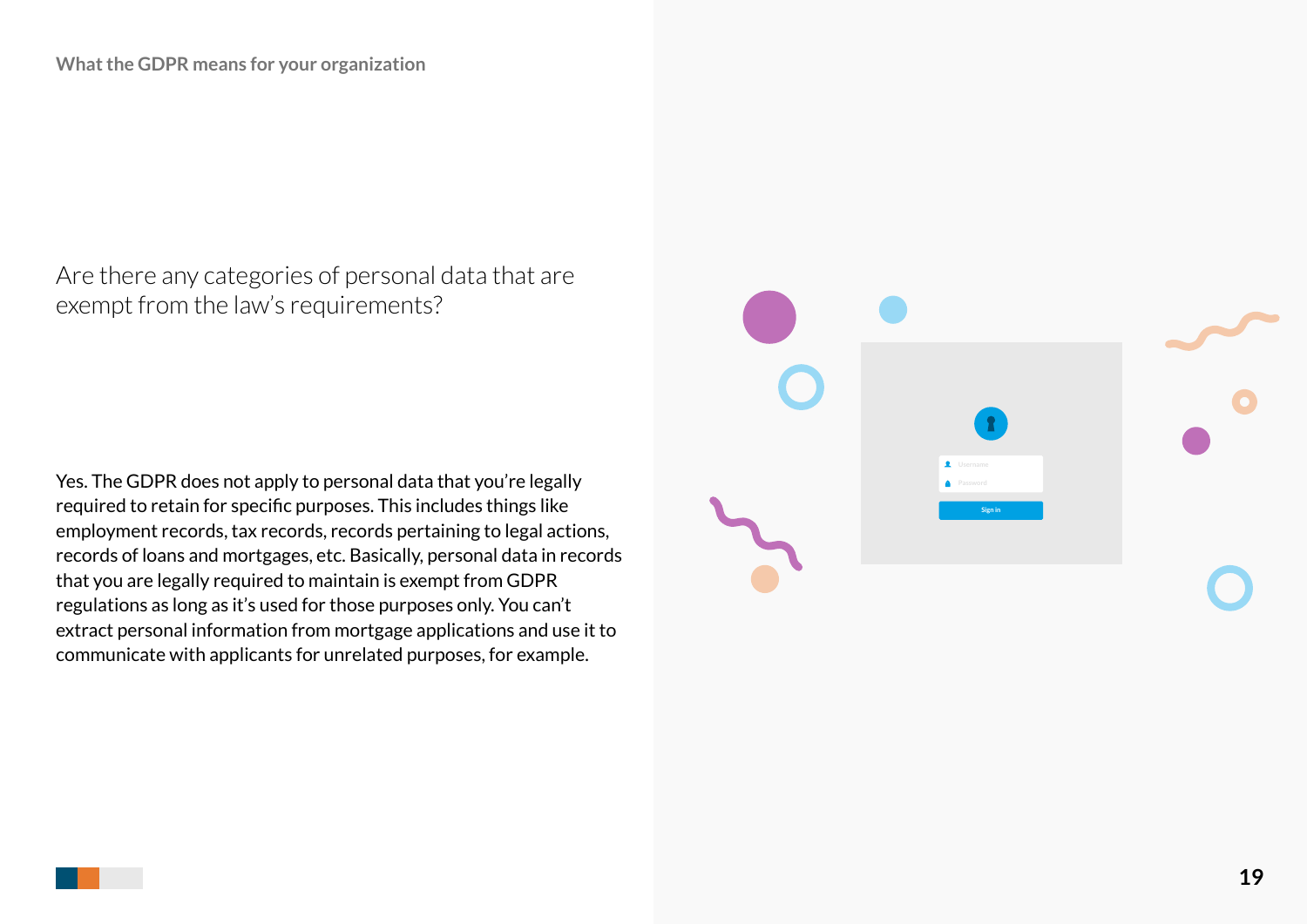## Are there any categories of personal data that are exempt from the law's requirements?

Yes. The GDPR does not apply to personal data that you're legally required to retain for specific purposes. This includes things like employment records, tax records, records pertaining to legal actions, records of loans and mortgages, etc. Basically, personal data in records that you are legally required to maintain is exempt from GDPR regulations as long as it's used for those purposes only. You can't extract personal information from mortgage applications and use it to communicate with applicants for unrelated purposes, for example.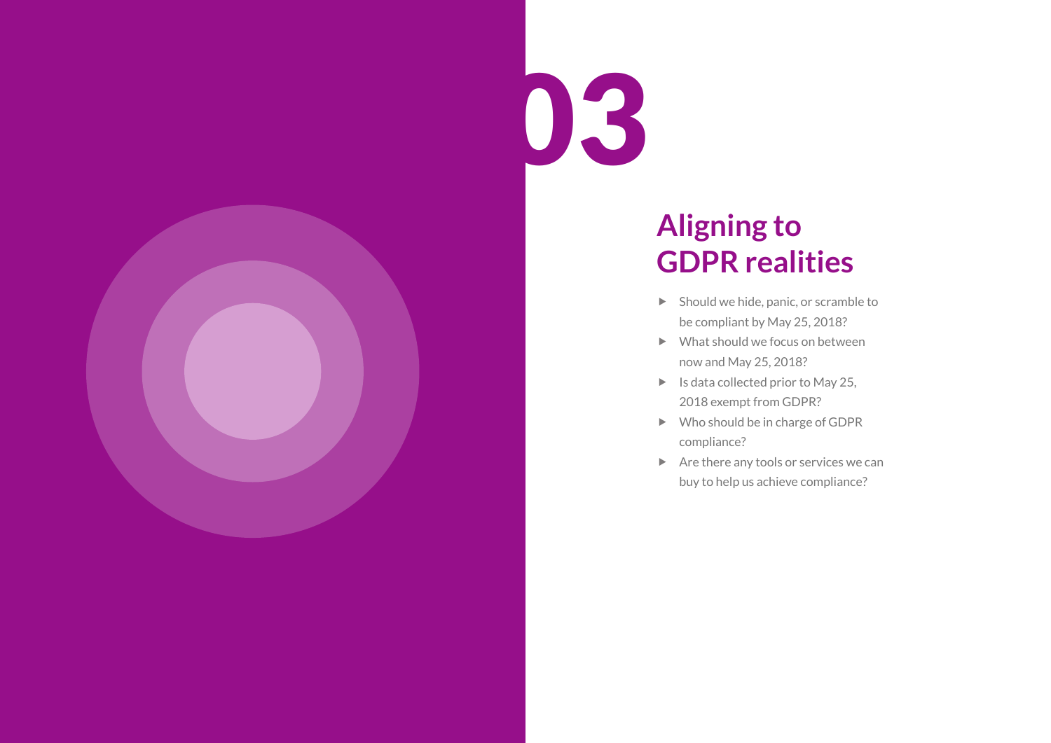# 03

## Aligning to GDPR realities

- Should we hide, panic, or scramble to be compliant by May 25, 2018?
- What should we focus on between now and May 25, 2018?
- Is data collected prior to May 25, 2018 exempt from GDPR?
- Who should be in charge of GDPR compliance?
- Are there any tools or services we can buy to help us achieve compliance?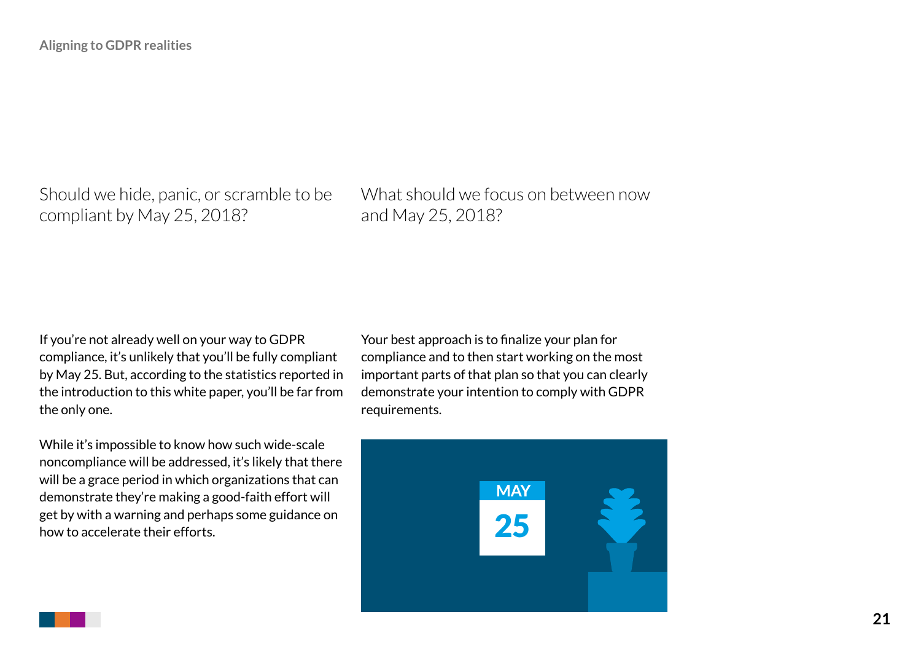## Should we hide, panic, or scramble to be compliant by May 25, 2018?

If you're not already well on your way to GDPR compliance, it's unlikely that you'll be fully compliant by May 25. But, according to the statistics reported in the introduction to this white paper, you'll be far from the only one.

While it's impossible to know how such wide-scale noncompliance will be addressed, it's likely that there will be a grace period in which organizations that can demonstrate they're making a good-faith effort will get by with a warning and perhaps some guidance on how to accelerate their efforts.

## What should we focus on between now and May 25, 2018?

Your best approach is to finalize your plan for compliance and to then start working on the most important parts of that plan so that you can clearly demonstrate your intention to comply with GDPR requirements.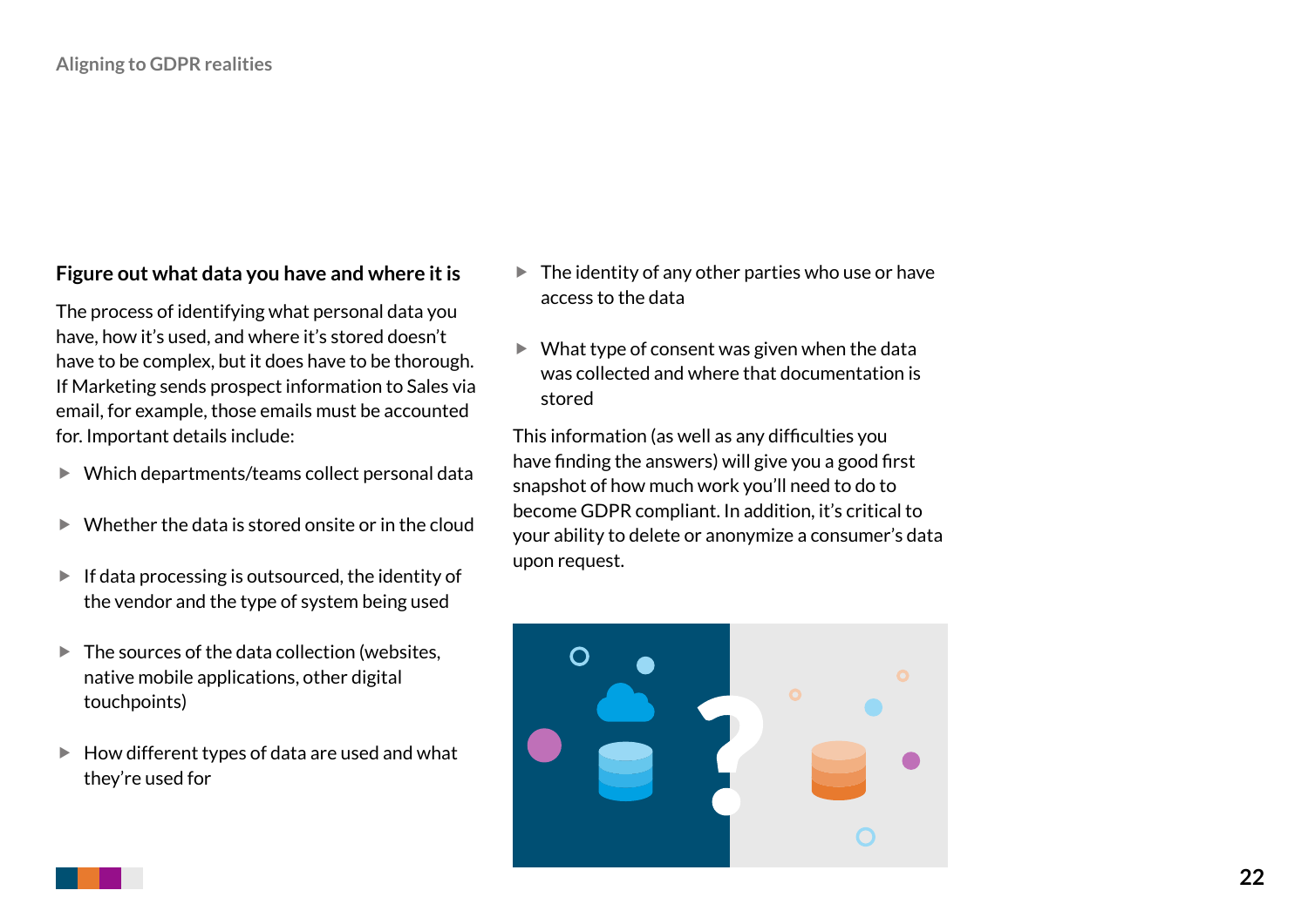### Figure out what data you have and where it is

The process of identifying what personal data you have, how it's used, and where it's stored doesn't have to be complex, but it does have to be thorough. If Marketing sends prospect information to Sales via email, for example, those emails must be accounted for. Important details include:

- Which departments/teams collect personal data
- Whether the data is stored onsite or in the cloud
- If data processing is outsourced, the identity of the vendor and the type of system being used
- The sources of the data collection (websites, native mobile applications, other digital touchpoints)
- How different types of data are used and what they're used for
- The identity of any other parties who use or have access to the data
- What type of consent was given when the data was collected and where that documentation is stored

This information (as well as any difficulties you have finding the answers) will give you a good first snapshot of how much work you'll need to do to become GDPR compliant. In addition, it's critical to your ability to delete or anonymize a consumer's data upon request.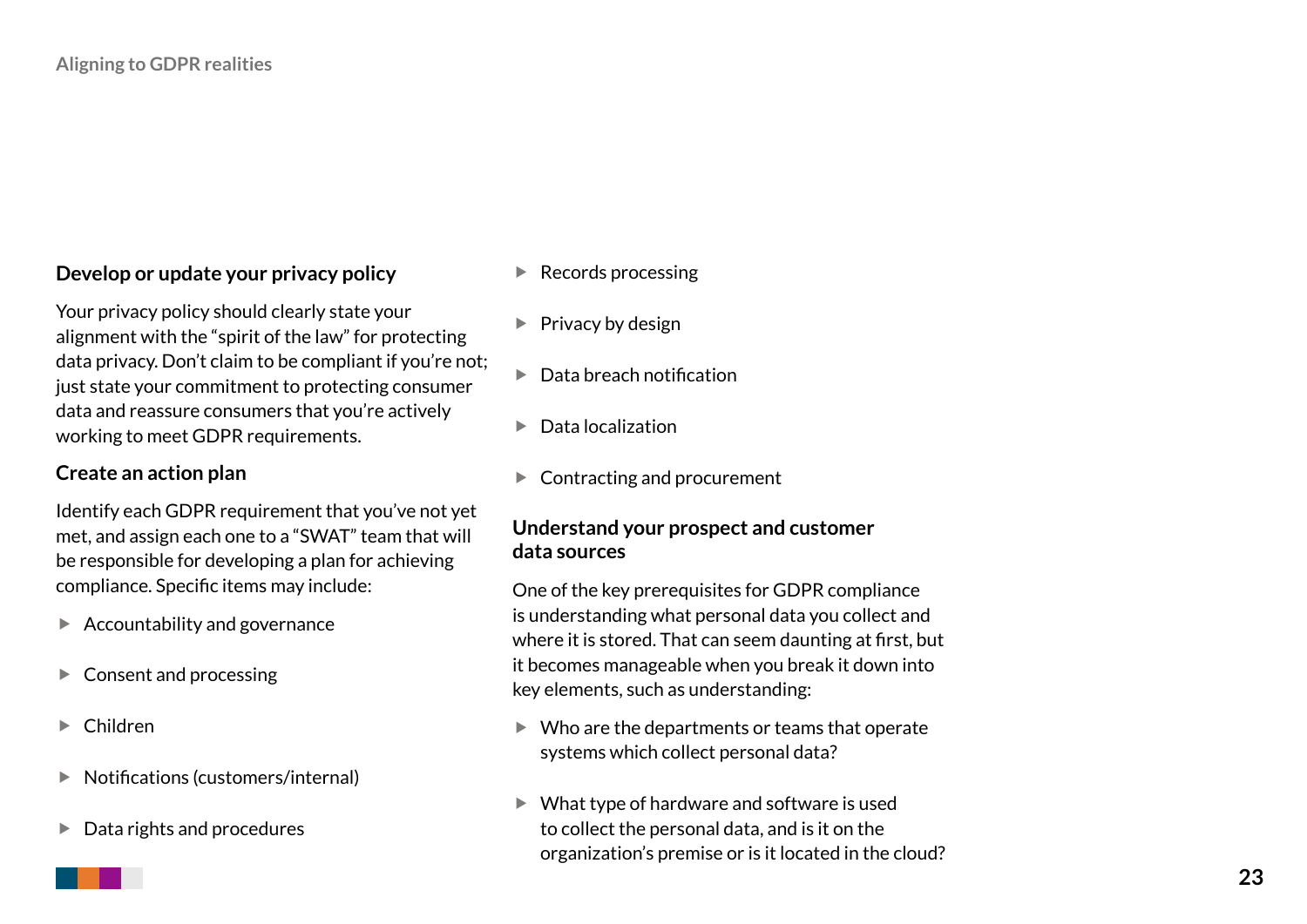## Develop or update your privacy policy

Your privacy policy should clearly state your alignment with the "spirit of the law" for protecting data privacy. Don't claim to be compliant if you're not; just state your commitment to protecting consumer data and reassure consumers that you're actively working to meet GDPR requirements.

## Create an action plan

Identify each GDPR requirement that you've not yet met, and assign each one to a "SWAT" team that will be responsible for developing a plan for achieving compliance. Specific items may include:

- Accountability and governance
- Consent and processing
- Children
- Notifications (customers/internal)
- Data rights and procedures
- Records processing
- Privacy by design
- Data breach notification
- Data localization
- Contracting and procurement

## Understand your prospect and customer data sources

One of the key prerequisites for GDPR compliance is understanding what personal data you collect and where it is stored. That can seem daunting at first, but it becomes manageable when you break it down into key elements, such as understanding:

- Who are the departments or teams that operate systems which collect personal data?
- What type of hardware and software is used to collect the personal data, and is it on the organization's premise or is it located in the cloud?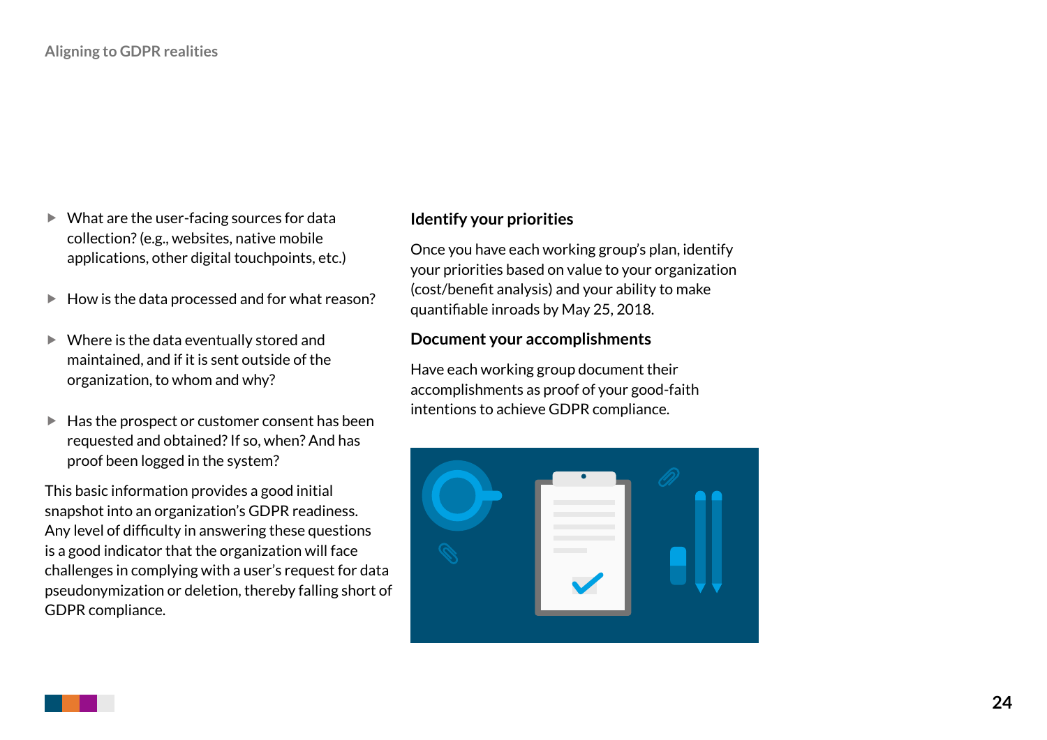- What are the user-facing sources for data collection? (e.g., websites, native mobile applications, other digital touchpoints, etc.)
- How is the data processed and for what reason?
- Where is the data eventually stored and maintained, and if it is sent outside of the organization, to whom and why?
- Has the prospect or customer consent has been requested and obtained? If so, when? And has proof been logged in the system?

This basic information provides a good initial snapshot into an organization's GDPR readiness. Any level of difficulty in answering these questions is a good indicator that the organization will face challenges in complying with a user's request for data pseudonymization or deletion, thereby falling short of GDPR compliance.

### Identify your priorities

Once you have each working group's plan, identify your priorities based on value to your organization (cost/benefit analysis) and your ability to make quantifiable inroads by May 25, 2018.

### Document your accomplishments

Have each working group document their accomplishments as proof of your good-faith intentions to achieve GDPR compliance.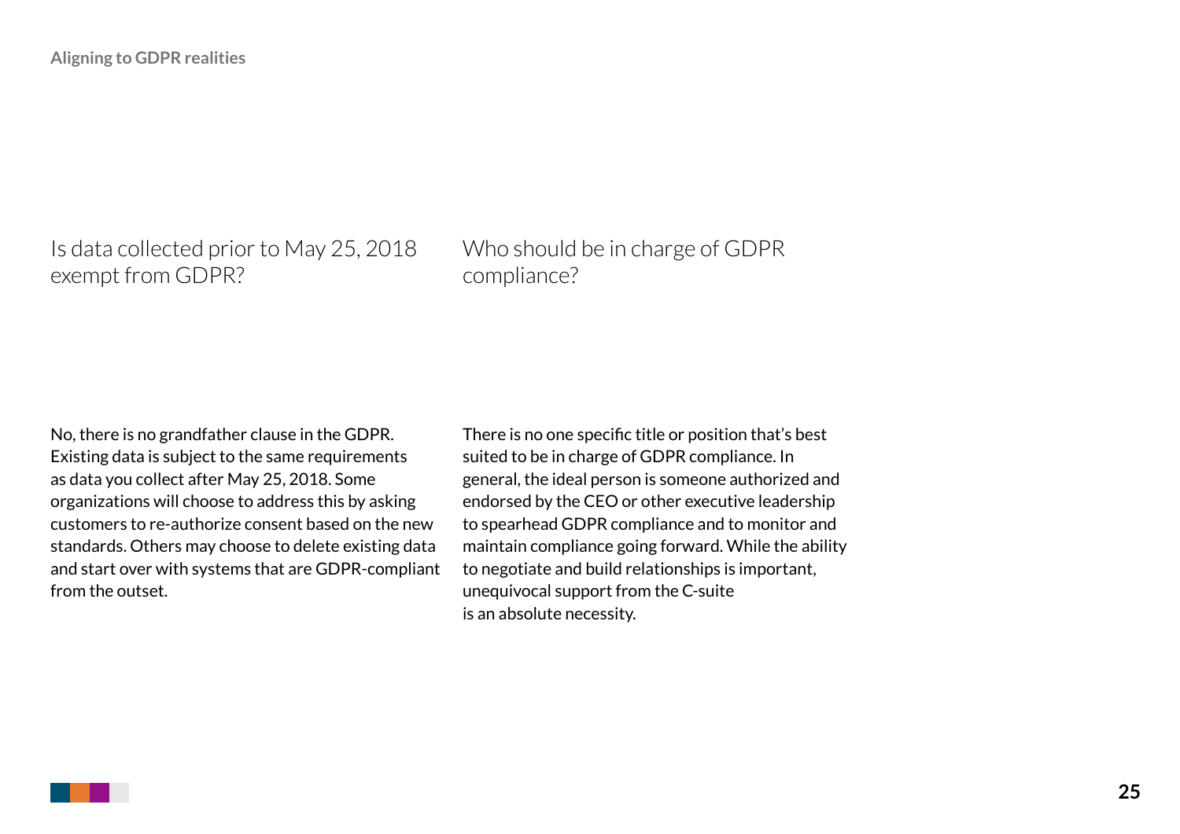## Is data collected prior to May 25, 2018 exempt from GDPR?

No, there is no grandfather clause in the GDPR. Existing data is subject to the same requirements as data you collect after May 25, 2018. Some organizations will choose to address this by asking customers to re-authorize consent based on the new standards. Others may choose to delete existing data and start over with systems that are GDPR-compliant from the outset.

## Who should be in charge of GDPR compliance?

There is no one specific title or position that's best suited to be in charge of GDPR compliance. In general, the ideal person is someone authorized and endorsed by the CEO or other executive leadership to spearhead GDPR compliance and to monitor and maintain compliance going forward. While the ability to negotiate and build relationships is important, unequivocal support from the C-suite is an absolute necessity.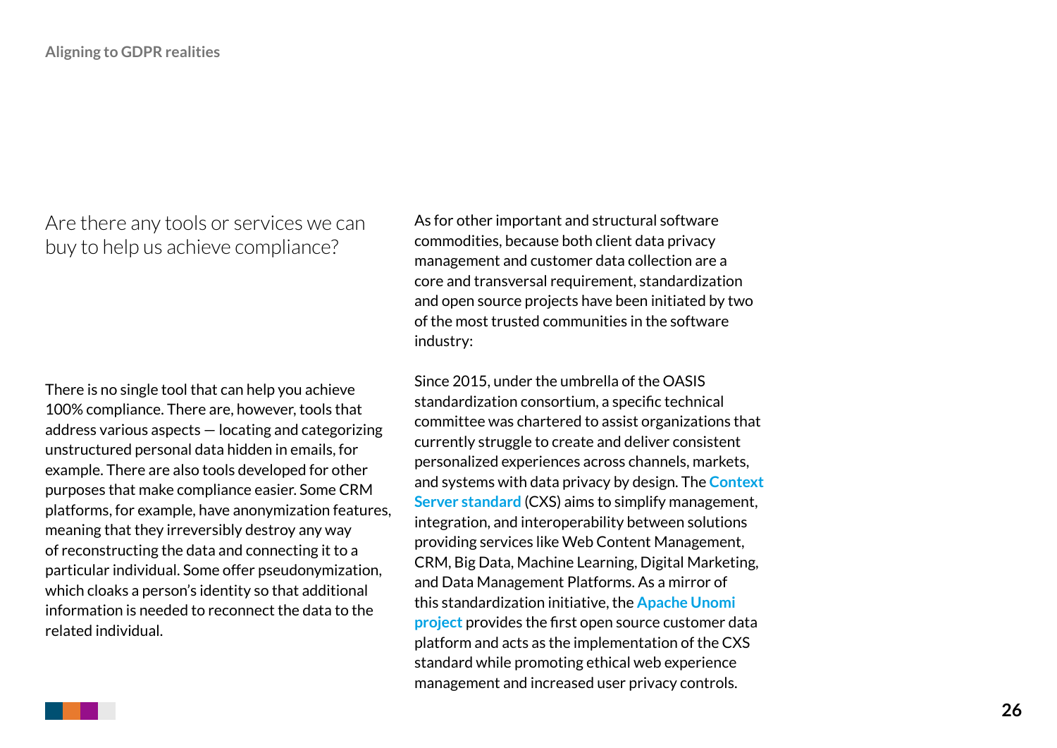## Are there any tools or services we can buy to help us achieve compliance?

There is no single tool that can help you achieve 100% compliance. There are, however, tools that address various aspects — locating and categorizing unstructured personal data hidden in emails, for example. There are also tools developed for other purposes that make compliance easier. Some CRM platforms, for example, have anonymization features, meaning that they irreversibly destroy any way of reconstructing the data and connecting it to a particular individual. Some offer pseudonymization, which cloaks a person's identity so that additional information is needed to reconnect the data to the related individual.

As for other important and structural software commodities, because both client data privacy management and customer data collection are a core and transversal requirement, standardization and open source projects have been initiated by two of the most trusted communities in the software industry:

Since 2015, under the umbrella of the OASIS standardization consortium, a specific technical committee was chartered to assist organizations that currently struggle to create and deliver consistent personalized experiences across channels, markets, and systems with data privacy by design. The **Context Server standard** (CXS) aims to simplify management, integration, and interoperability between solutions providing services like Web Content Management, CRM, Big Data, Machine Learning, Digital Marketing, and Data Management Platforms. As a mirror of this standardization initiative, the **Apache Unomi project** provides the first open source customer data platform and acts as the implementation of the CXS standard while promoting ethical web experience management and increased user privacy controls.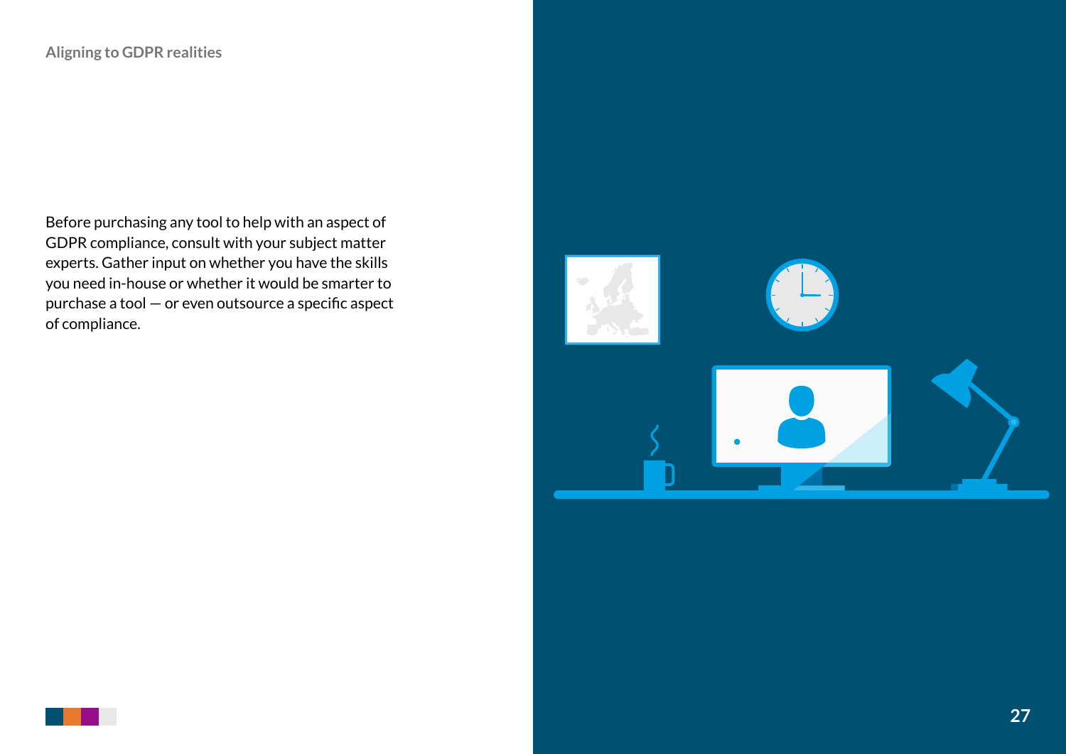Before purchasing any tool to help with an aspect of GDPR compliance, consult with your subject matter experts. Gather input on whether you have the skills you need in-house or whether it would be smarter to purchase a tool — or even outsource a specific aspect of compliance.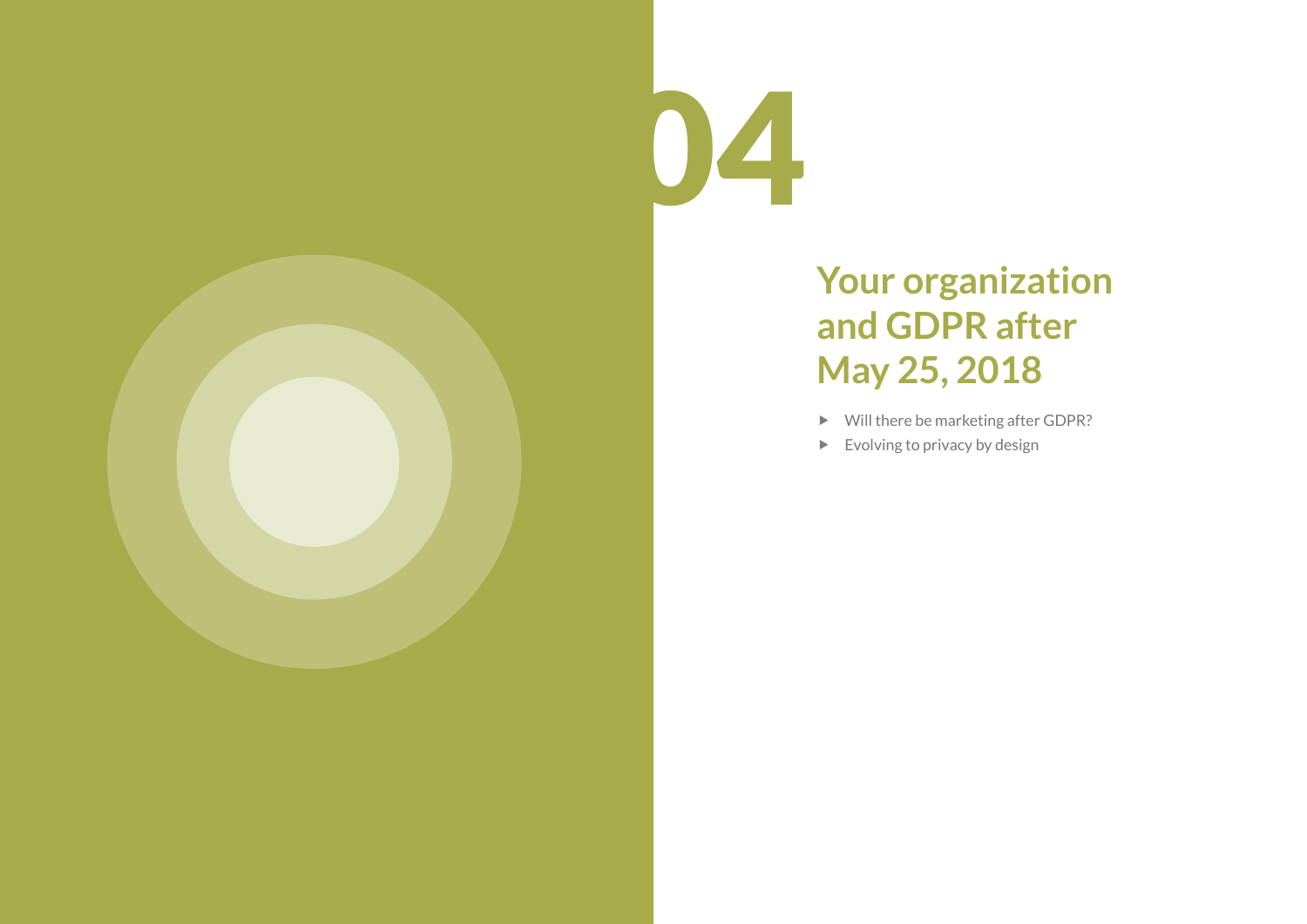# 04

## Your organization and GDPR after May 25, 2018

- Will there be marketing after GDPR?
- Evolving to privacy by design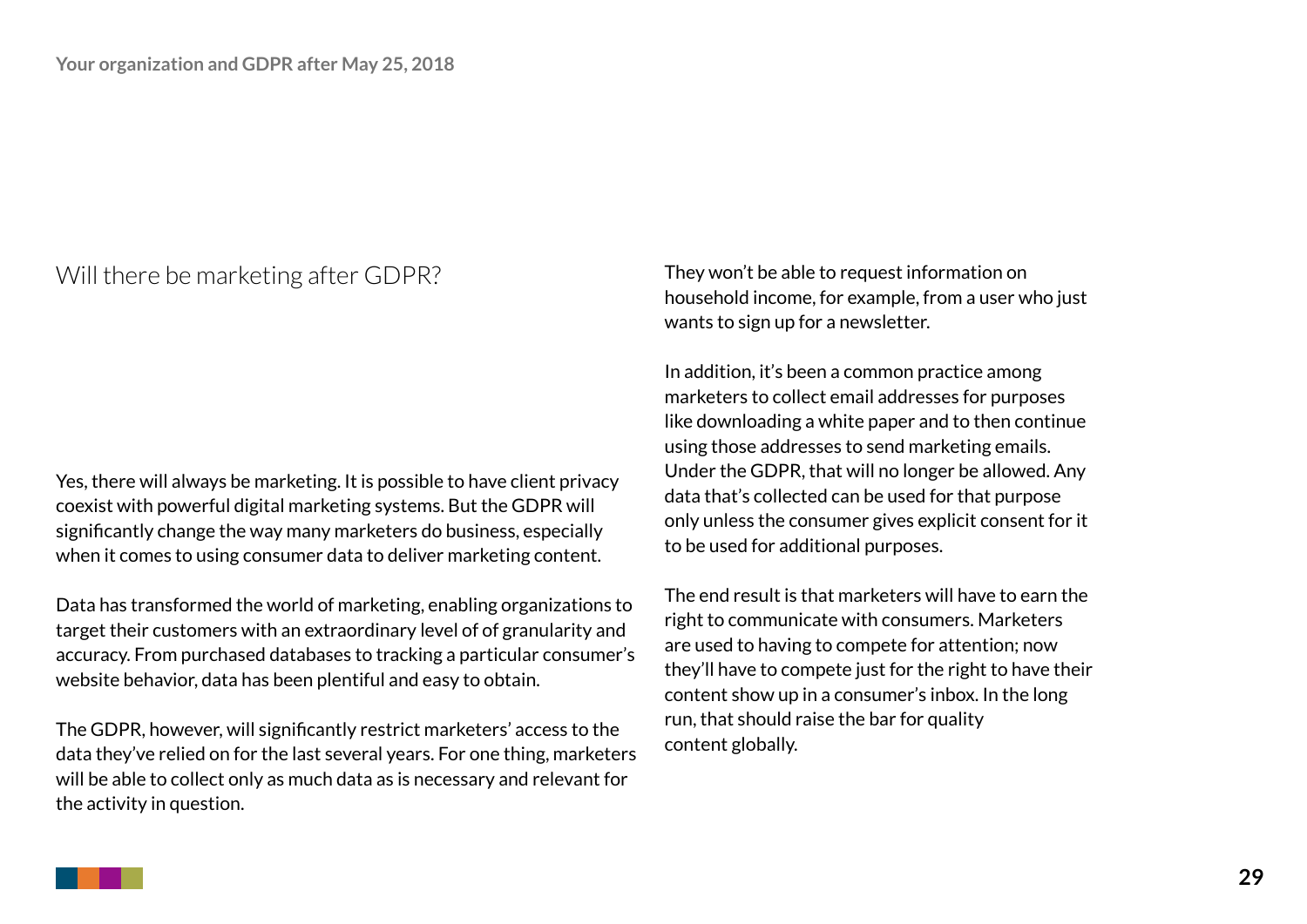## Will there be marketing after GDPR?

Yes, there will always be marketing. It is possible to have client privacy coexist with powerful digital marketing systems. But the GDPR will significantly change the way many marketers do business, especially when it comes to using consumer data to deliver marketing content.

Data has transformed the world of marketing, enabling organizations to target their customers with an extraordinary level of of granularity and accuracy. From purchased databases to tracking a particular consumer's website behavior, data has been plentiful and easy to obtain.

The GDPR, however, will significantly restrict marketers' access to the data they've relied on for the last several years. For one thing, marketers will be able to collect only as much data as is necessary and relevant for the activity in question. They won't be able to request information on household income, for example, from a user who just wants to sign up for a newsletter.

In addition, it's been a common practice among marketers to collect email addresses for purposes like downloading a white paper and to then continue using those addresses to send marketing emails. Under the GDPR, that will no longer be allowed. Any data that's collected can be used for that purpose only unless the consumer gives explicit consent for it to be used for additional purposes.

The end result is that marketers will have to earn the right to communicate with consumers. Marketers are used to having to compete for attention; now they'll have to compete just for the right to have their content show up in a consumer's inbox. In the long run, that should raise the bar for quality content globally.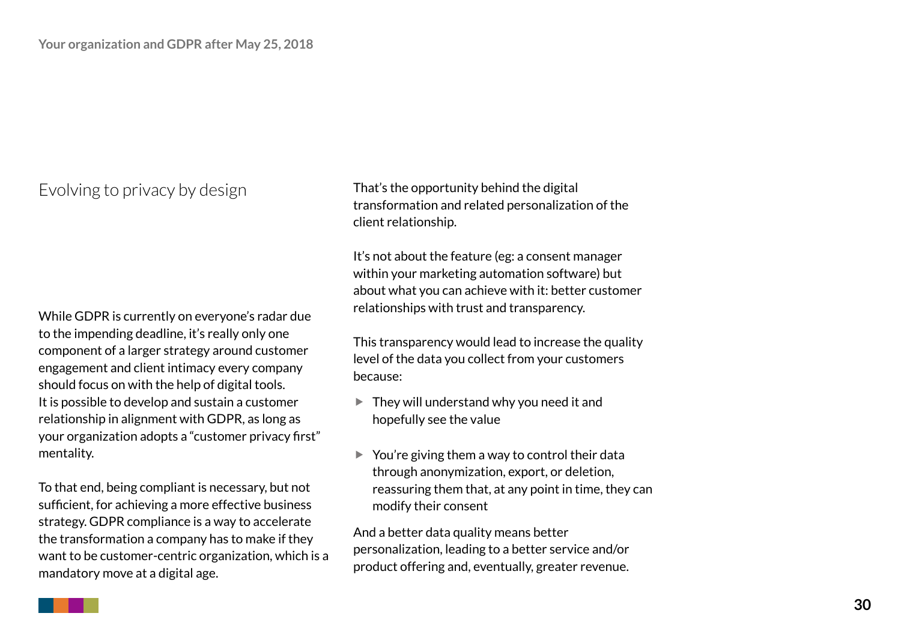## Evolving to privacy by design

While GDPR is currently on everyone's radar due to the impending deadline, it's really only one component of a larger strategy around customer engagement and client intimacy every company should focus on with the help of digital tools. It is possible to develop and sustain a customer relationship in alignment with GDPR, as long as your organization adopts a "customer privacy first" mentality.

To that end, being compliant is necessary, but not sufficient, for achieving a more effective business strategy. GDPR compliance is a way to accelerate the transformation a company has to make if they want to be customer-centric organization, which is a mandatory move at a digital age.

That's the opportunity behind the digital transformation and related personalization of the client relationship.

It's not about the feature (eg: a consent manager within your marketing automation software) but about what you can achieve with it: better customer relationships with trust and transparency.

This transparency would lead to increase the quality level of the data you collect from your customers because:

- They will understand why you need it and hopefully see the value
- You're giving them a way to control their data through anonymization, export, or deletion, reassuring them that, at any point in time, they can modify their consent

And a better data quality means better personalization, leading to a better service and/or product offering and, eventually, greater revenue.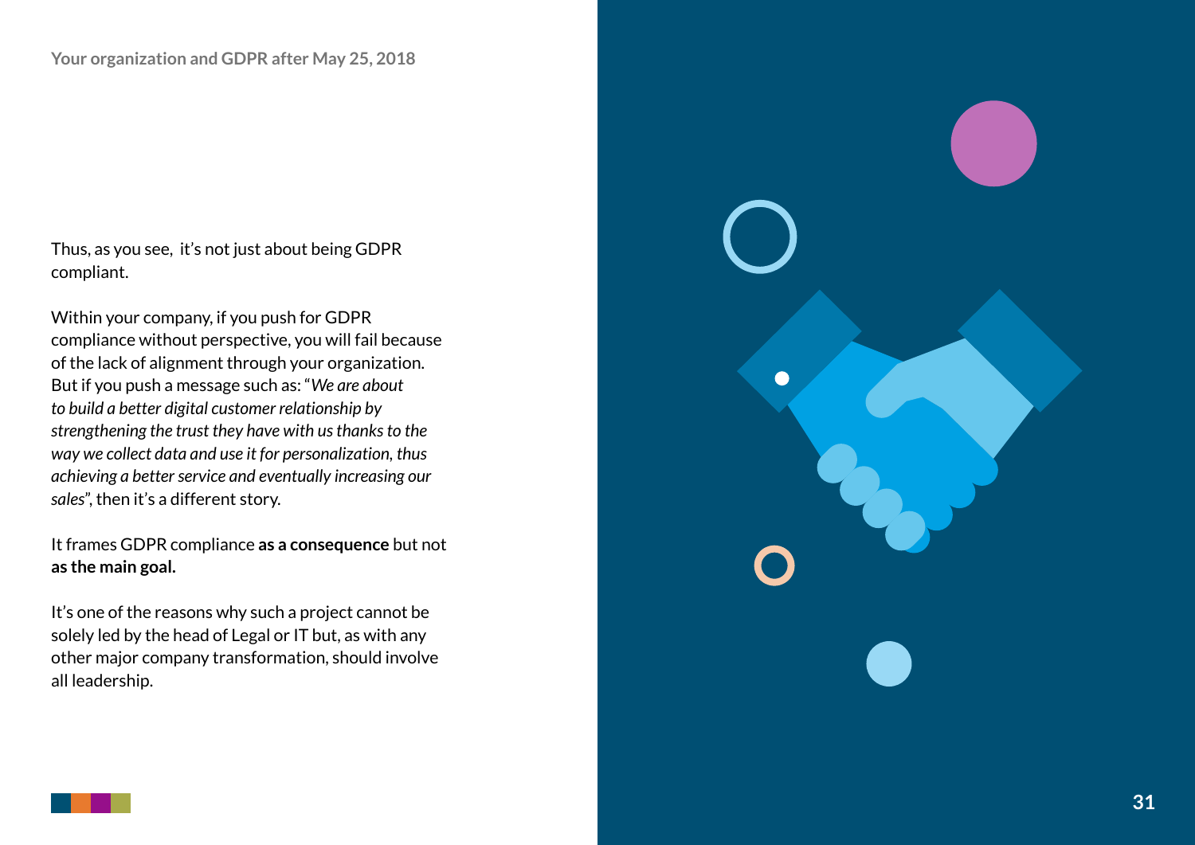Thus, as you see, it's not just about being GDPR compliant.

Within your company, if you push for GDPR compliance without perspective, you will fail because of the lack of alignment through your organization. But if you push a message such as: "*We are about to build a better digital customer relationship by strengthening the trust they have with us thanks to the way we collect data and use it for personalization, thus achieving a better service and eventually increasing our sales*", then it's a different story.

It frames GDPR compliance **as a consequence** but not **as the main goal.**

It's one of the reasons why such a project cannot be solely led by the head of Legal or IT but, as with any other major company transformation, should involve all leadership.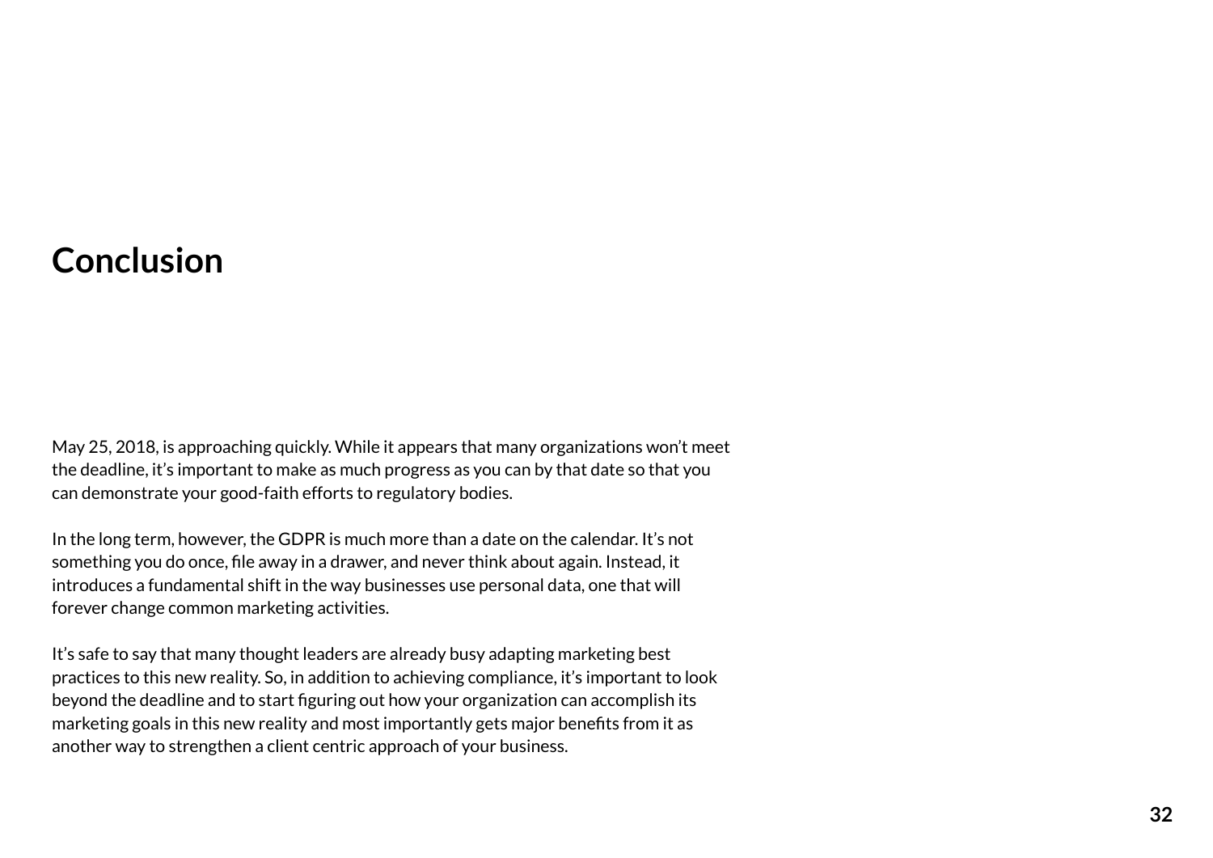# Conclusion

May 25, 2018, is approaching quickly. While it appears that many organizations won't meet the deadline, it's important to make as much progress as you can by that date so that you can demonstrate your good-faith efforts to regulatory bodies.

In the long term, however, the GDPR is much more than a date on the calendar. It's not something you do once, file away in a drawer, and never think about again. Instead, it introduces a fundamental shift in the way businesses use personal data, one that will forever change common marketing activities.

It's safe to say that many thought leaders are already busy adapting marketing best practices to this new reality. So, in addition to achieving compliance, it's important to look beyond the deadline and to start figuring out how your organization can accomplish its marketing goals in this new reality and most importantly gets major benefits from it as another way to strengthen a client centric approach of your business.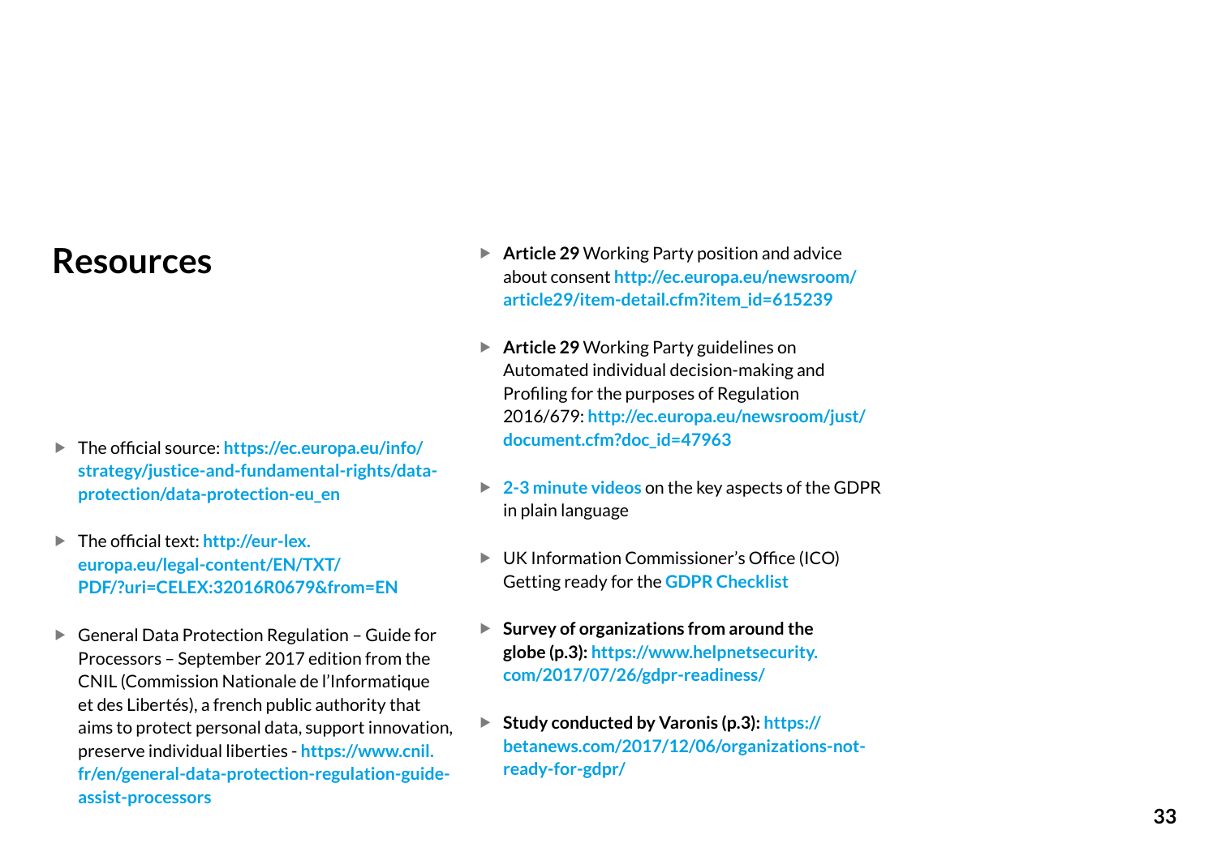# Resources

- The official source: **https://ec.europa.eu/info/strategy/justice-and-fundamental-rights/data-protection/data-protection-eu_en**
- The official text: **http://eur-lex.europa.eu/legal-content/EN/TXT/PDF/?uri=CELEX:32016R0679&from=EN**
- General Data Protection Regulation – Guide for Processors – September 2017 edition from the CNIL (Commission Nationale de l'Informatique et des Libertés), a french public authority that aims to protect personal data, support innovation, preserve individual liberties - **https://www.cnil.fr/en/general-data-protection-regulation-guide-assist-processors**
- **Article 29** Working Party position and advice about consent **http://ec.europa.eu/newsroom/article29/item-detail.cfm?item_id=615239**
- **Article 29** Working Party guidelines on Automated individual decision-making and Profiling for the purposes of Regulation 2016/679: **http://ec.europa.eu/newsroom/just/document.cfm?doc_id=47963**
- **2-3 minute videos** on the key aspects of the GDPR in plain language
- UK Information Commissioner's Office (ICO) Getting ready for the **GDPR Checklist**
- **Survey of organizations from around the globe (p.3): https://www.helpnetsecurity.com/2017/07/26/gdpr-readiness/**
- **Study conducted by Varonis (p.3): https://betanews.com/2017/12/06/organizations-not-ready-for-gdpr/**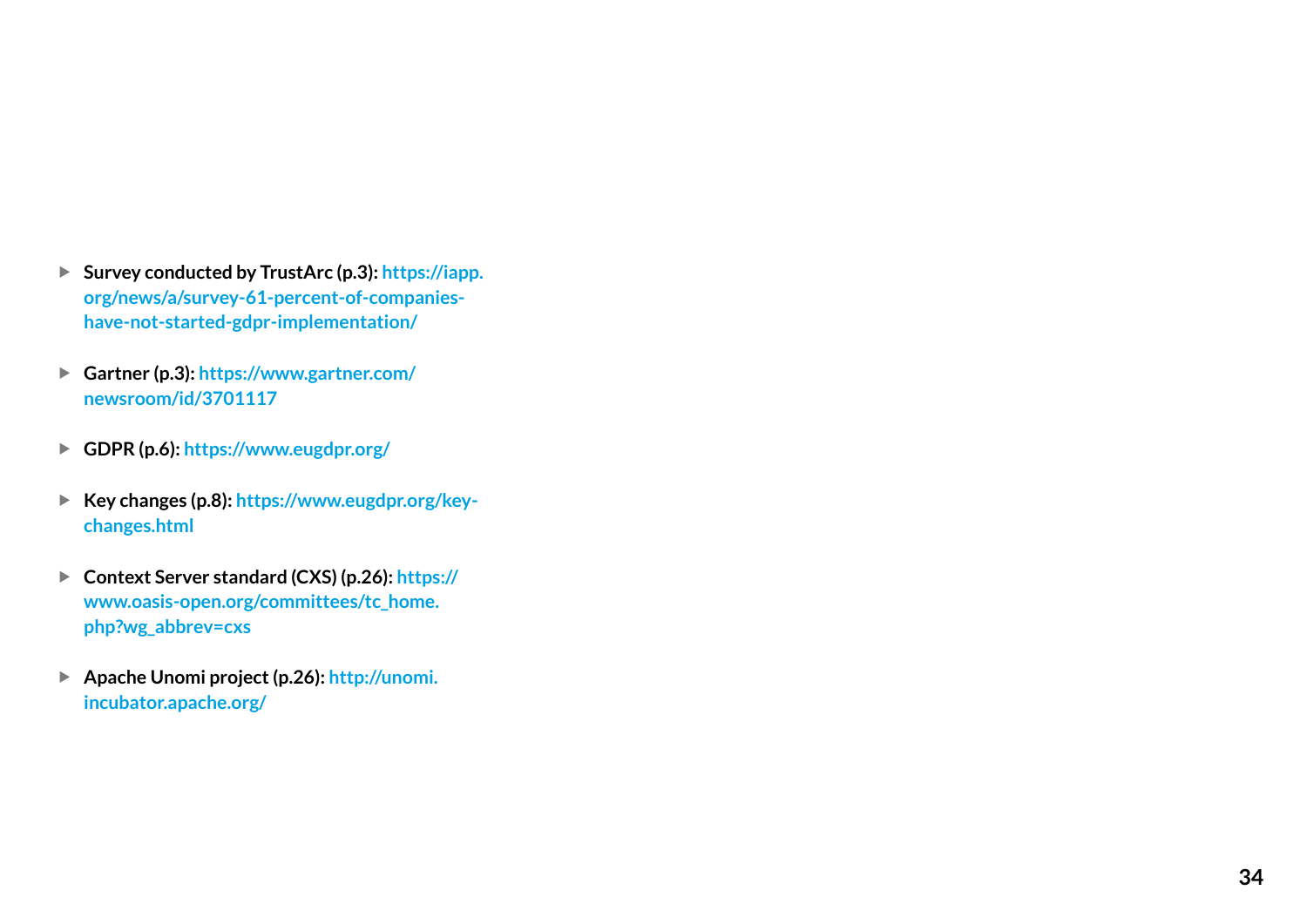- **Survey conducted by TrustArc (p.3):** https://iapp.org/news/a/survey-61-percent-of-companies-have-not-started-gdpr-implementation/
- **Gartner (p.3):** https://www.gartner.com/newsroom/id/3701117
- **GDPR (p.6):** https://www.eugdpr.org/
- **Key changes (p.8):** https://www.eugdpr.org/key-changes.html
- **Context Server standard (CXS) (p.26):** https://www.oasis-open.org/committees/tc_home.php?wg_abbrev=cxs
- **Apache Unomi project (p.26):** http://unomi.incubator.apache.org/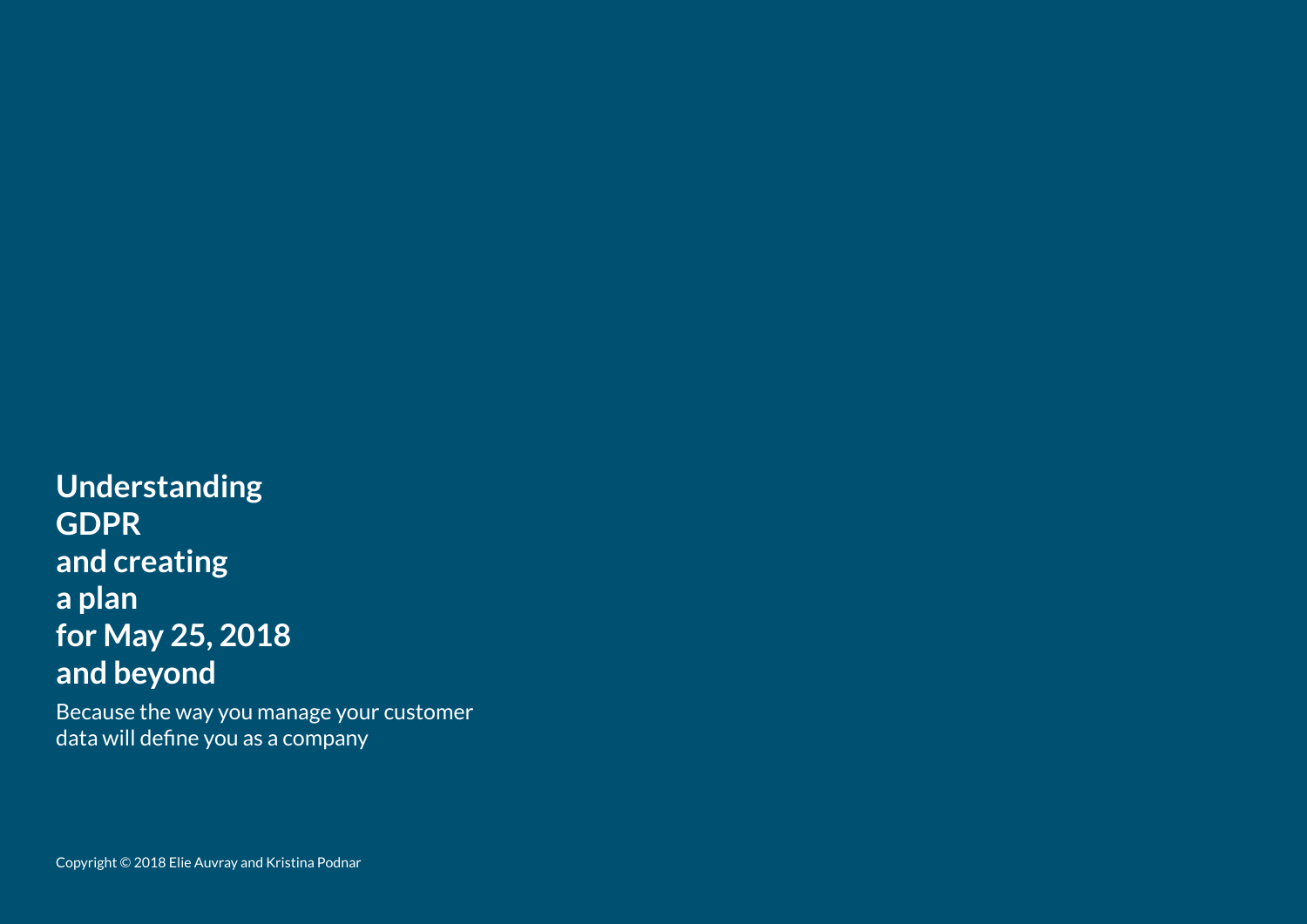# Understanding GDPR and creating a plan for May 25, 2018 and beyond

Because the way you manage your customer data will define you as a company

Copyright © 2018 Elie Auvray and Kristina Podnar